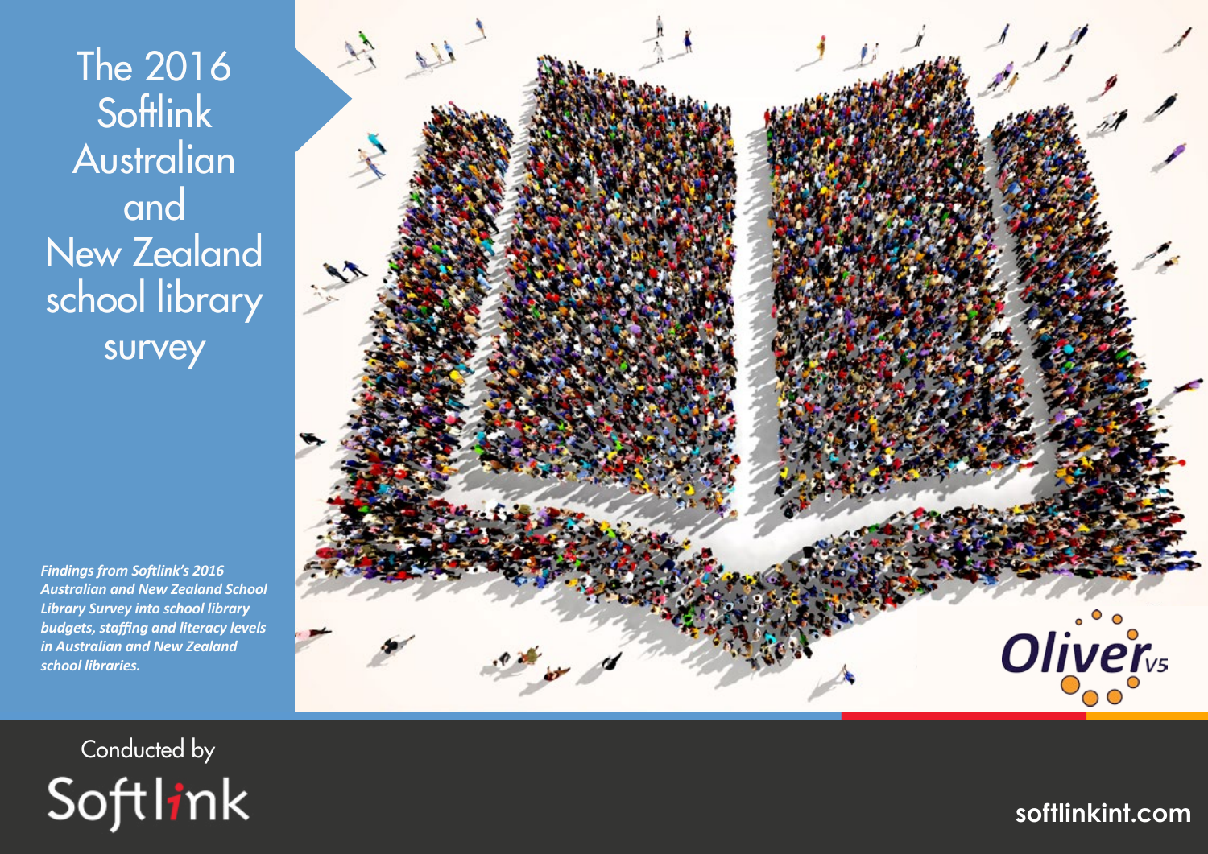# The 2016 Softlink Australian and New Zealand school library survey

***Findings from Softlink's 2016 Australian and New Zealand School Library Survey into school library budgets, staffing and literacy levels in Australian and New Zealand school libraries.***

Oliver v5

Conducted by

Softlink

softlinkint.com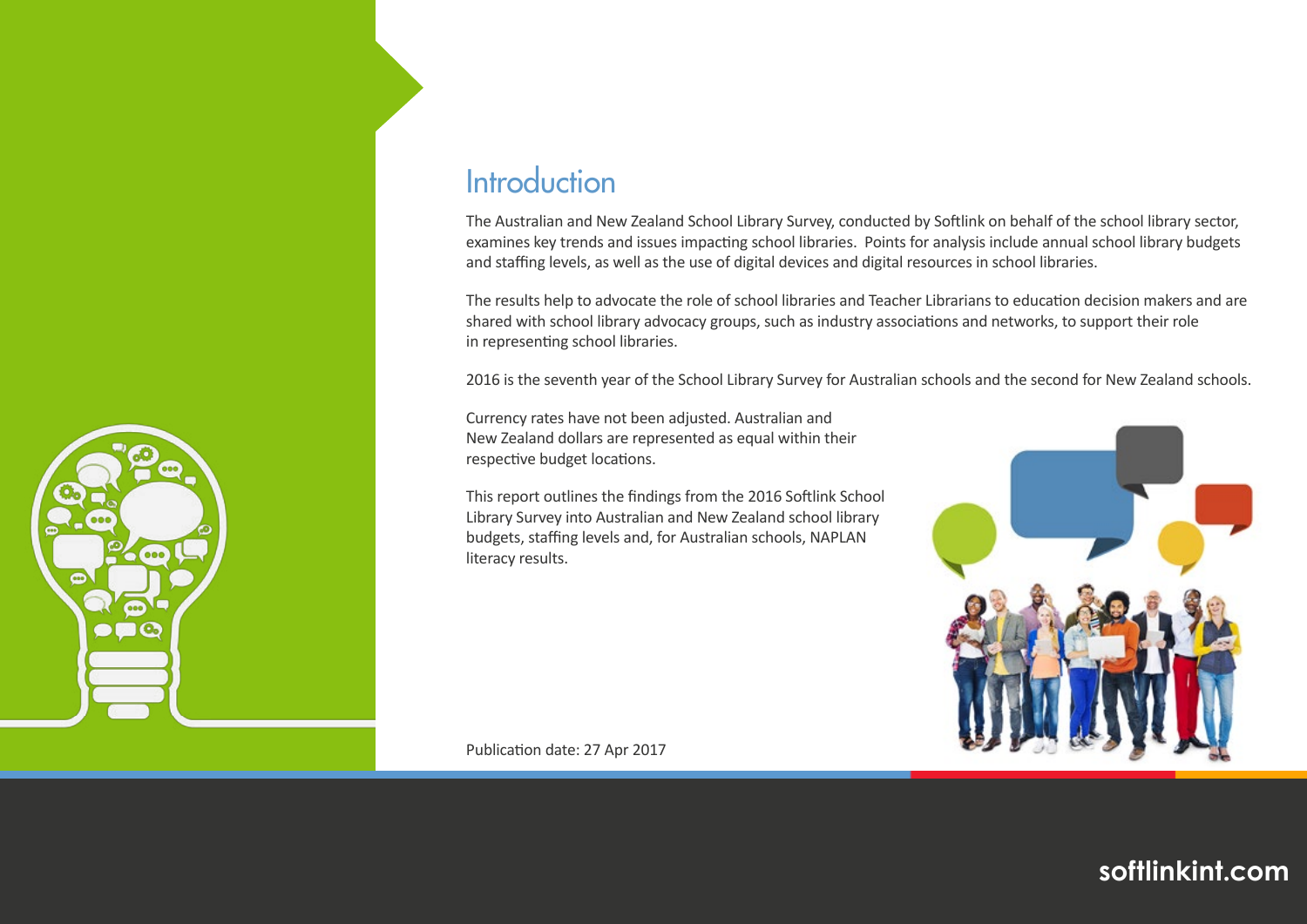# Introduction

The Australian and New Zealand School Library Survey, conducted by Softlink on behalf of the school library sector, examines key trends and issues impacting school libraries. Points for analysis include annual school library budgets and staffing levels, as well as the use of digital devices and digital resources in school libraries.

The results help to advocate the role of school libraries and Teacher Librarians to education decision makers and are shared with school library advocacy groups, such as industry associations and networks, to support their role in representing school libraries.

2016 is the seventh year of the School Library Survey for Australian schools and the second for New Zealand schools.

Currency rates have not been adjusted. Australian and New Zealand dollars are represented as equal within their respective budget locations.

This report outlines the findings from the 2016 Softlink School Library Survey into Australian and New Zealand school library budgets, staffing levels and, for Australian schools, NAPLAN literacy results.

Publication date: 27 Apr 2017

softlinkint.com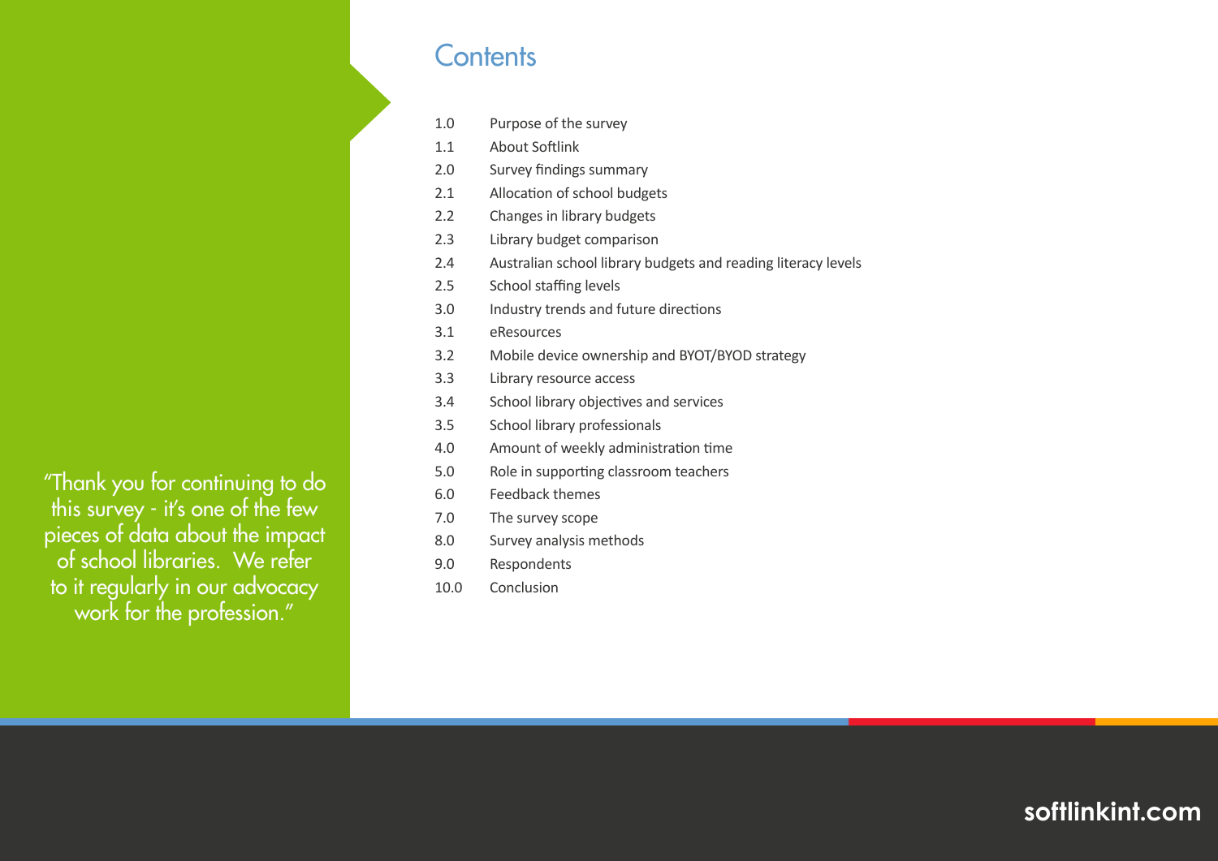"Thank you for continuing to do this survey - it's one of the few pieces of data about the impact of school libraries. We refer to it regularly in our advocacy work for the profession."

# Contents

| | |
|---|---|
| 1.0 | Purpose of the survey |
| 1.1 | About Softlink |
| 2.0 | Survey findings summary |
| 2.1 | Allocation of school budgets |
| 2.2 | Changes in library budgets |
| 2.3 | Library budget comparison |
| 2.4 | Australian school library budgets and reading literacy levels |
| 2.5 | School staffing levels |
| 3.0 | Industry trends and future directions |
| 3.1 | eResources |
| 3.2 | Mobile device ownership and BYOT/BYOD strategy |
| 3.3 | Library resource access |
| 3.4 | School library objectives and services |
| 3.5 | School library professionals |
| 4.0 | Amount of weekly administration time |
| 5.0 | Role in supporting classroom teachers |
| 6.0 | Feedback themes |
| 7.0 | The survey scope |
| 8.0 | Survey analysis methods |
| 9.0 | Respondents |
| 10.0 | Conclusion |

softlinkint.com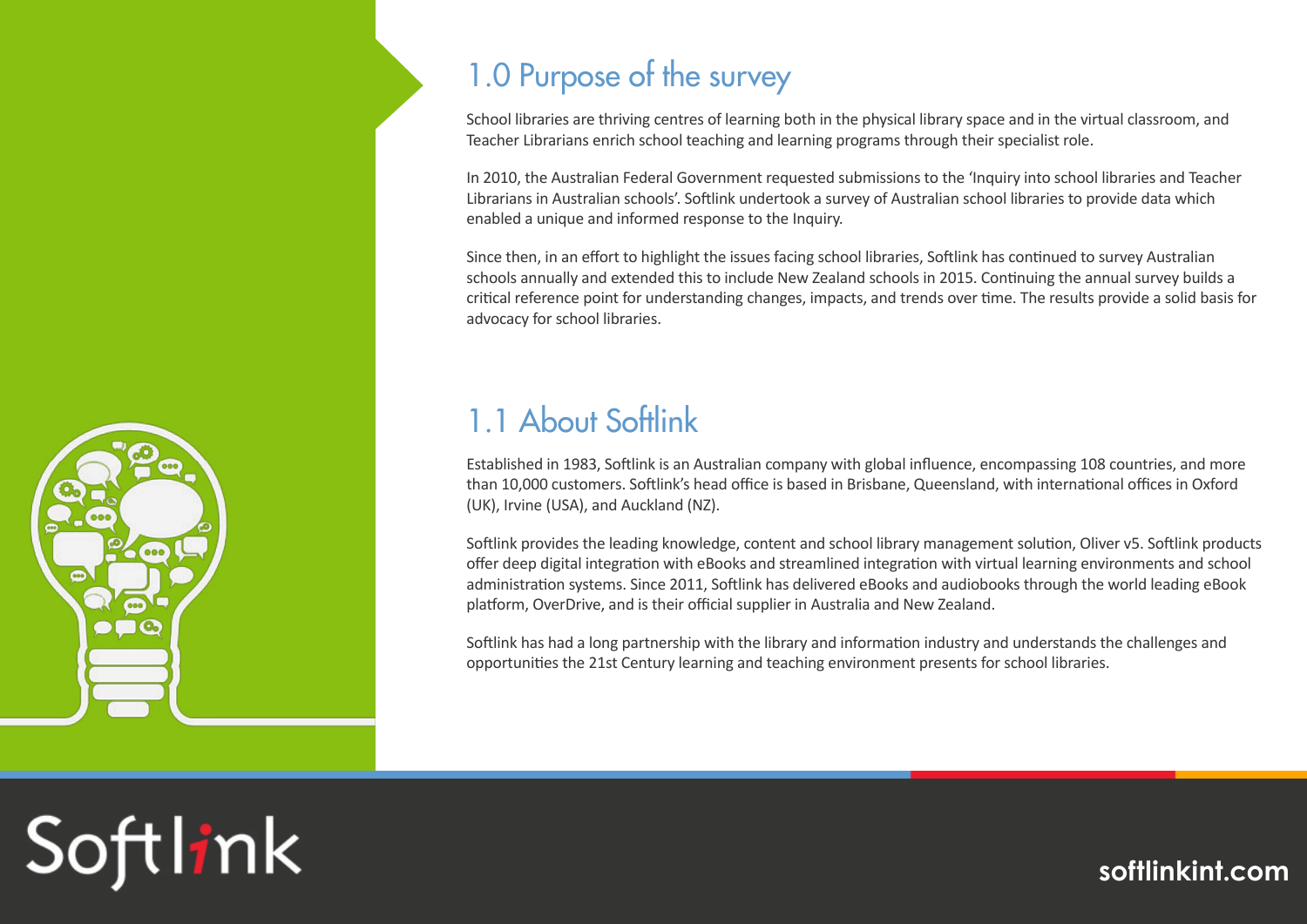## 1.0 Purpose of the survey

School libraries are thriving centres of learning both in the physical library space and in the virtual classroom, and Teacher Librarians enrich school teaching and learning programs through their specialist role.

In 2010, the Australian Federal Government requested submissions to the 'Inquiry into school libraries and Teacher Librarians in Australian schools'. Softlink undertook a survey of Australian school libraries to provide data which enabled a unique and informed response to the Inquiry.

Since then, in an effort to highlight the issues facing school libraries, Softlink has continued to survey Australian schools annually and extended this to include New Zealand schools in 2015. Continuing the annual survey builds a critical reference point for understanding changes, impacts, and trends over time. The results provide a solid basis for advocacy for school libraries.

## 1.1 About Softlink

Established in 1983, Softlink is an Australian company with global influence, encompassing 108 countries, and more than 10,000 customers. Softlink's head office is based in Brisbane, Queensland, with international offices in Oxford (UK), Irvine (USA), and Auckland (NZ).

Softlink provides the leading knowledge, content and school library management solution, Oliver v5. Softlink products offer deep digital integration with eBooks and streamlined integration with virtual learning environments and school administration systems. Since 2011, Softlink has delivered eBooks and audiobooks through the world leading eBook platform, OverDrive, and is their official supplier in Australia and New Zealand.

Softlink has had a long partnership with the library and information industry and understands the challenges and opportunities the 21st Century learning and teaching environment presents for school libraries.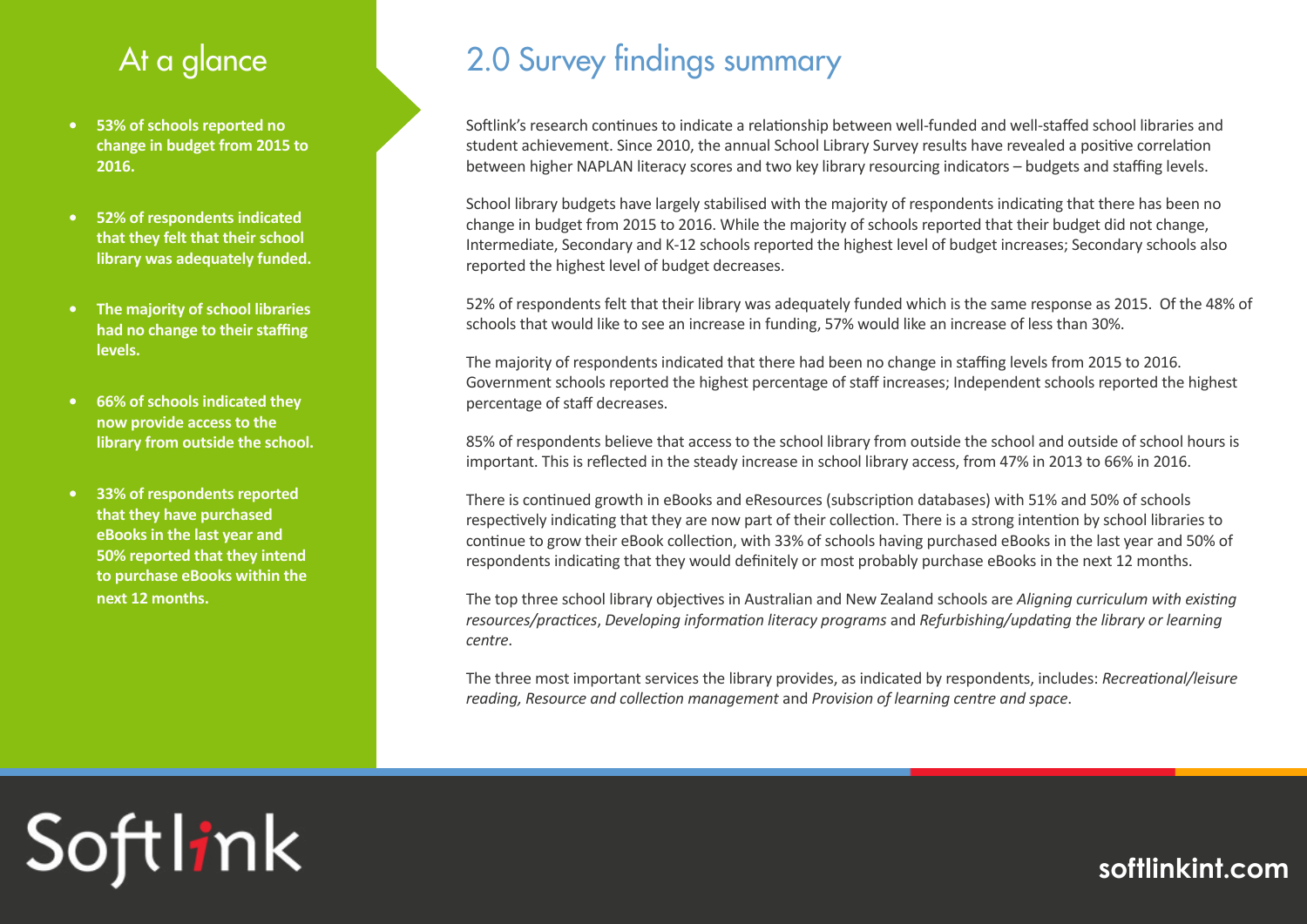## At a glance

- **53% of schools reported no change in budget from 2015 to 2016.**
- **52% of respondents indicated that they felt that their school library was adequately funded.**
- **The majority of school libraries had no change to their staffing levels.**
- **66% of schools indicated they now provide access to the library from outside the school.**
- **33% of respondents reported that they have purchased eBooks in the last year and 50% reported that they intend to purchase eBooks within the next 12 months.**

# 2.0 Survey findings summary

Softlink's research continues to indicate a relationship between well-funded and well-staffed school libraries and student achievement. Since 2010, the annual School Library Survey results have revealed a positive correlation between higher NAPLAN literacy scores and two key library resourcing indicators – budgets and staffing levels.

School library budgets have largely stabilised with the majority of respondents indicating that there has been no change in budget from 2015 to 2016. While the majority of schools reported that their budget did not change, Intermediate, Secondary and K-12 schools reported the highest level of budget increases; Secondary schools also reported the highest level of budget decreases.

52% of respondents felt that their library was adequately funded which is the same response as 2015. Of the 48% of schools that would like to see an increase in funding, 57% would like an increase of less than 30%.

The majority of respondents indicated that there had been no change in staffing levels from 2015 to 2016. Government schools reported the highest percentage of staff increases; Independent schools reported the highest percentage of staff decreases.

85% of respondents believe that access to the school library from outside the school and outside of school hours is important. This is reflected in the steady increase in school library access, from 47% in 2013 to 66% in 2016.

There is continued growth in eBooks and eResources (subscription databases) with 51% and 50% of schools respectively indicating that they are now part of their collection. There is a strong intention by school libraries to continue to grow their eBook collection, with 33% of schools having purchased eBooks in the last year and 50% of respondents indicating that they would definitely or most probably purchase eBooks in the next 12 months.

The top three school library objectives in Australian and New Zealand schools are *Aligning curriculum with existing resources/practices*, *Developing information literacy programs* and *Refurbishing/updating the library or learning centre*.

The three most important services the library provides, as indicated by respondents, includes: *Recreational/leisure reading, Resource and collection management* and *Provision of learning centre and space*.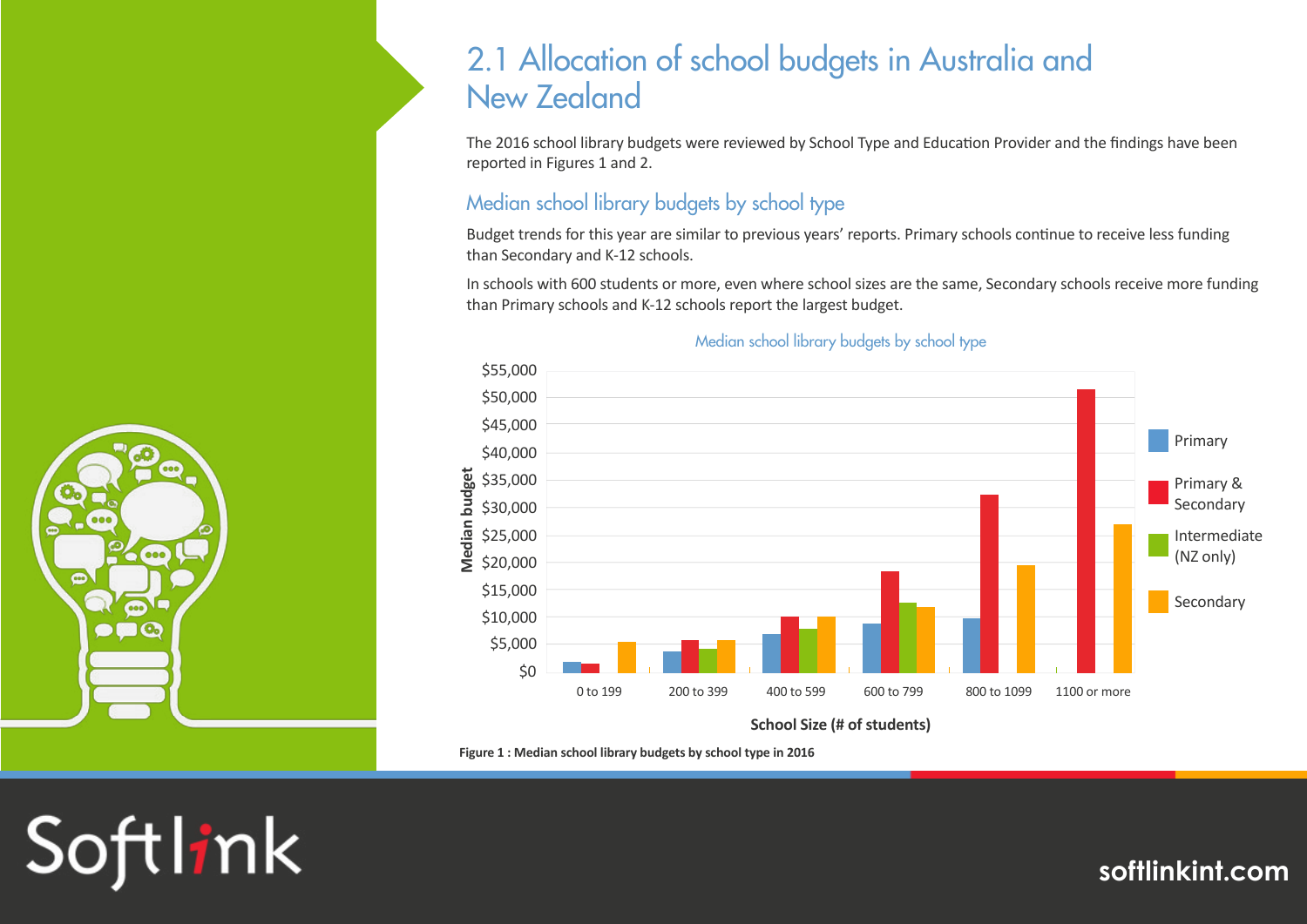# 2.1 Allocation of school budgets in Australia and New Zealand

The 2016 school library budgets were reviewed by School Type and Education Provider and the findings have been reported in Figures 1 and 2.

## Median school library budgets by school type

Budget trends for this year are similar to previous years' reports. Primary schools continue to receive less funding than Secondary and K-12 schools.

In schools with 600 students or more, even where school sizes are the same, Secondary schools receive more funding than Primary schools and K-12 schools report the largest budget.

Median school library budgets by school type

**Figure 1 : Median school library budgets by school type in 2016**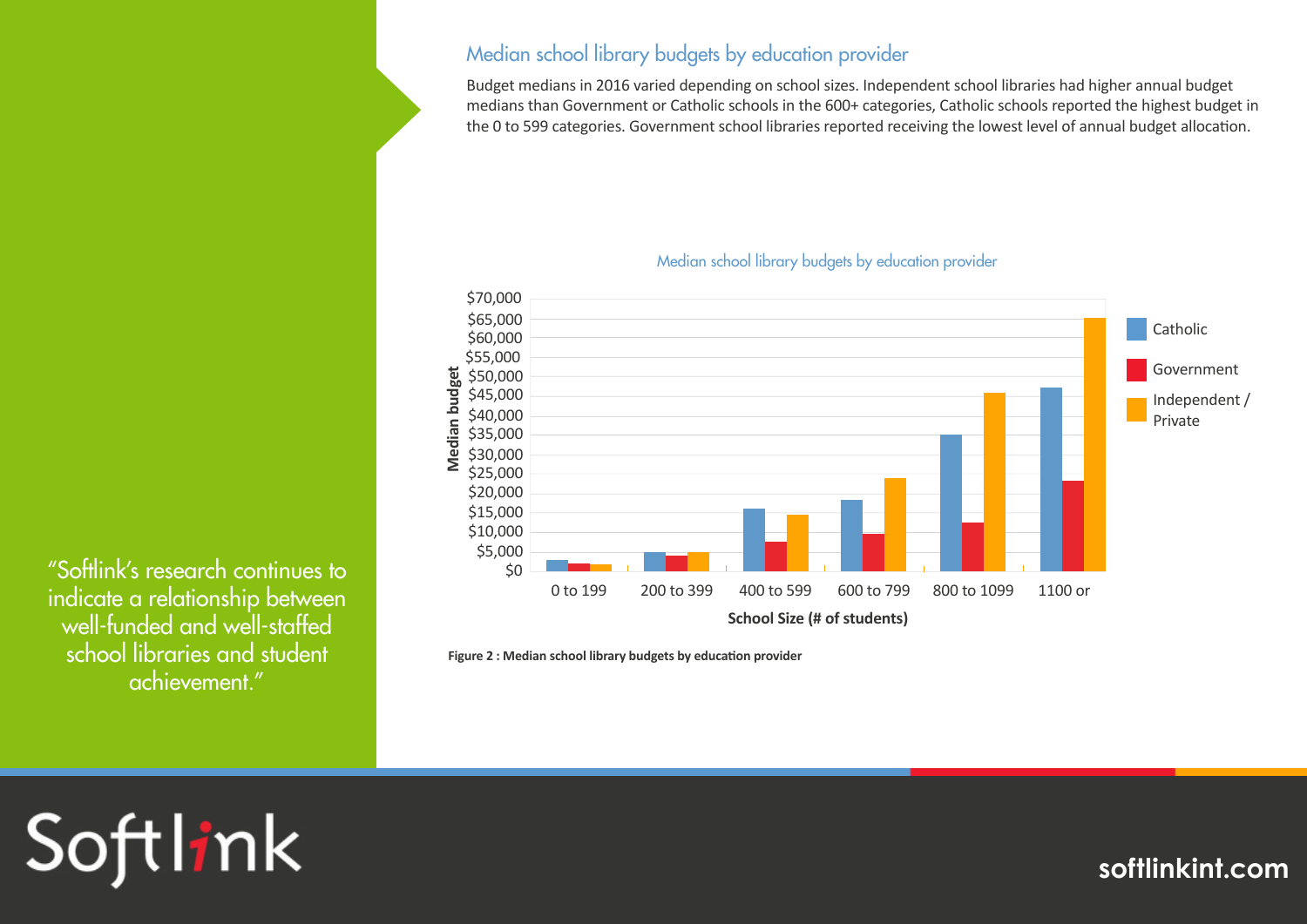## Median school library budgets by education provider

Budget medians in 2016 varied depending on school sizes. Independent school libraries had higher annual budget medians than Government or Catholic schools in the 600+ categories, Catholic schools reported the highest budget in the 0 to 599 categories. Government school libraries reported receiving the lowest level of annual budget allocation.

Figure 2 : Median school library budgets by education provider

"Softlink's research continues to indicate a relationship between well-funded and well-staffed school libraries and student achievement."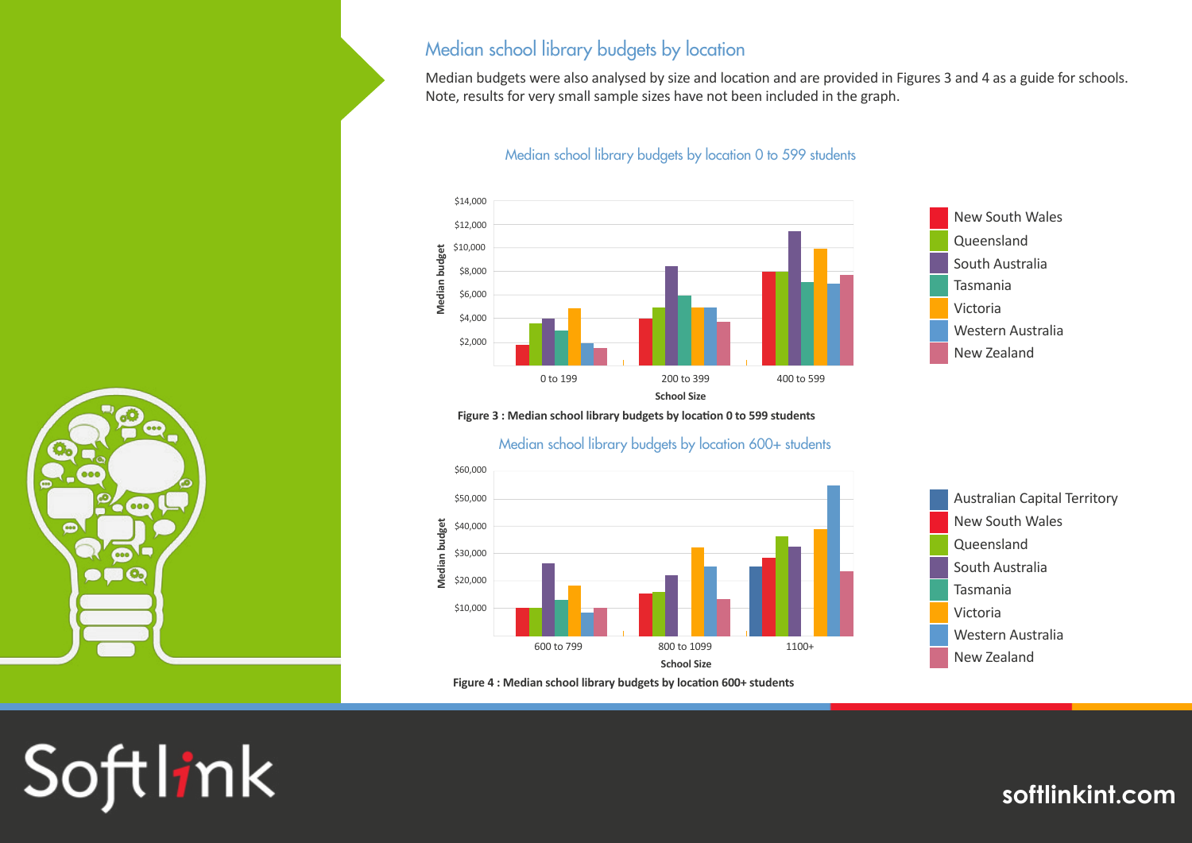## Median school library budgets by location

Median budgets were also analysed by size and location and are provided in Figures 3 and 4 as a guide for schools. Note, results for very small sample sizes have not been included in the graph.

Median school library budgets by location 0 to 599 students

Figure 3 : Median school library budgets by location 0 to 599 students

Median school library budgets by location 600+ students

Figure 4 : Median school library budgets by location 600+ students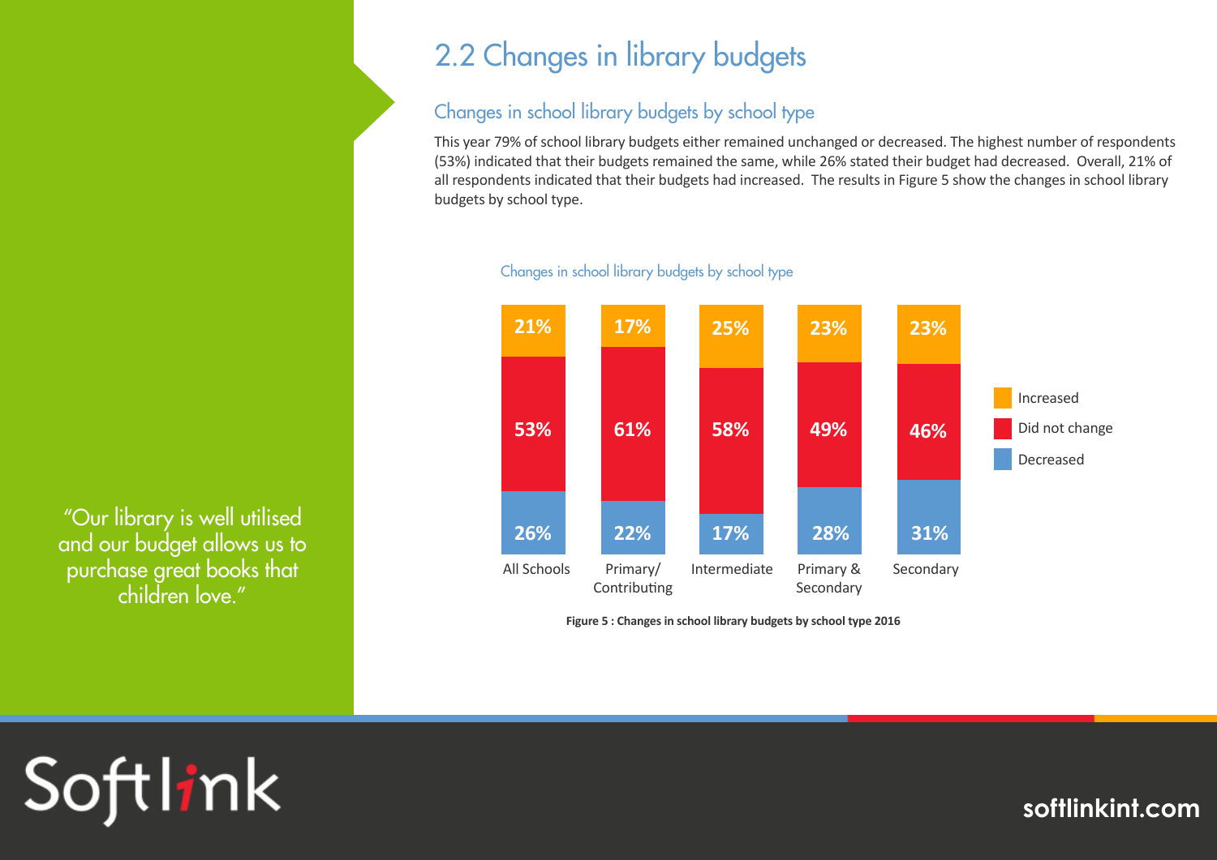## 2.2 Changes in library budgets

### Changes in school library budgets by school type

This year 79% of school library budgets either remained unchanged or decreased. The highest number of respondents (53%) indicated that their budgets remained the same, while 26% stated their budget had decreased. Overall, 21% of all respondents indicated that their budgets had increased. The results in Figure 5 show the changes in school library budgets by school type.

Changes in school library budgets by school type

| | All Schools | Primary/ Contributing | Intermediate | Primary & Secondary | Secondary |
|---|---|---|---|---|---|
| Increased | 21% | 17% | 25% | 23% | 23% |
| Did not change | 53% | 61% | 58% | 49% | 46% |
| Decreased | 26% | 22% | 17% | 28% | 31% |

**Figure 5 : Changes in school library budgets by school type 2016**

*"Our library is well utilised and our budget allows us to purchase great books that children love."*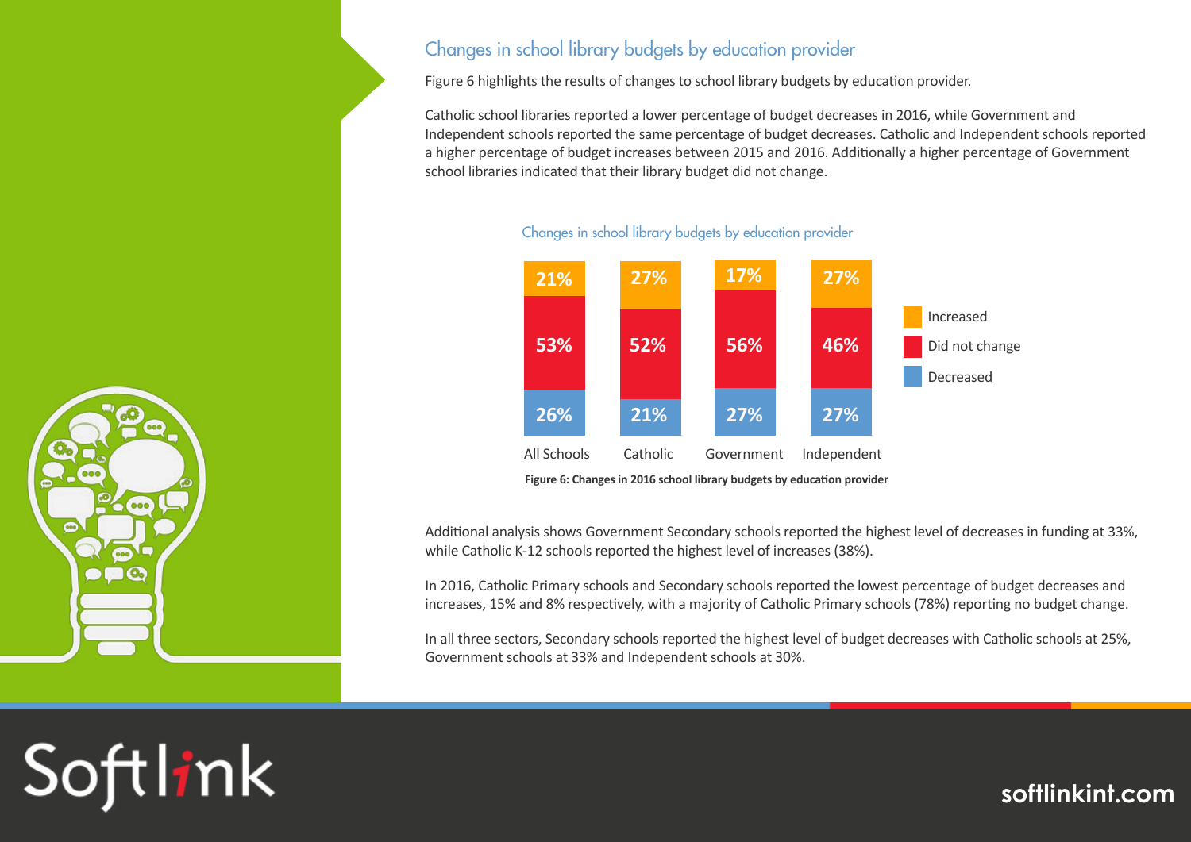## Changes in school library budgets by education provider

Figure 6 highlights the results of changes to school library budgets by education provider.

Catholic school libraries reported a lower percentage of budget decreases in 2016, while Government and Independent schools reported the same percentage of budget decreases. Catholic and Independent schools reported a higher percentage of budget increases between 2015 and 2016. Additionally a higher percentage of Government school libraries indicated that their library budget did not change.

Changes in school library budgets by education provider

| | All Schools | Catholic | Government | Independent |
|---|---|---|---|---|
| Increased | 21% | 27% | 17% | 27% |
| Did not change | 53% | 52% | 56% | 46% |
| Decreased | 26% | 21% | 27% | 27% |

**Figure 6: Changes in 2016 school library budgets by education provider**

Additional analysis shows Government Secondary schools reported the highest level of decreases in funding at 33%, while Catholic K-12 schools reported the highest level of increases (38%).

In 2016, Catholic Primary schools and Secondary schools reported the lowest percentage of budget decreases and increases, 15% and 8% respectively, with a majority of Catholic Primary schools (78%) reporting no budget change.

In all three sectors, Secondary schools reported the highest level of budget decreases with Catholic schools at 25%, Government schools at 33% and Independent schools at 30%.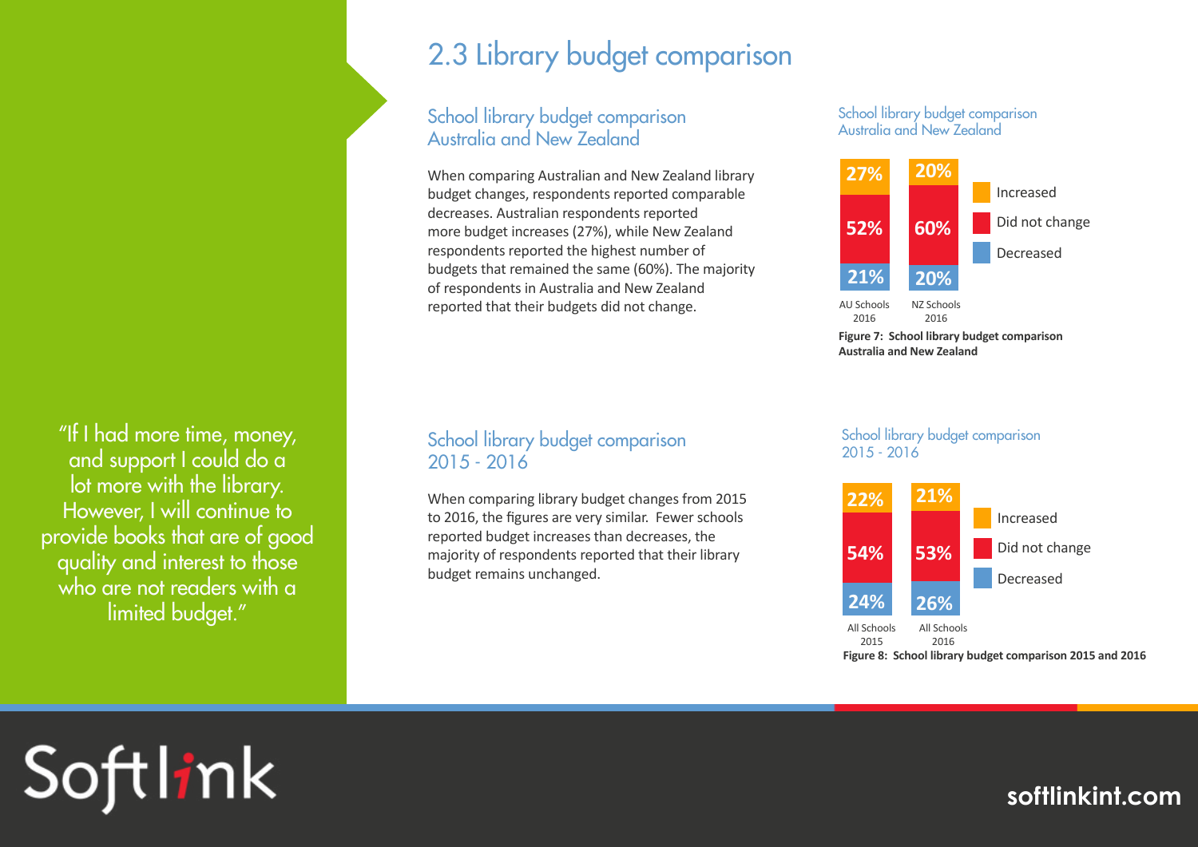## 2.3 Library budget comparison

"If I had more time, money, and support I could do a lot more with the library. However, I will continue to provide books that are of good quality and interest to those who are not readers with a limited budget."

### School library budget comparison Australia and New Zealand

When comparing Australian and New Zealand library budget changes, respondents reported comparable decreases. Australian respondents reported more budget increases (27%), while New Zealand respondents reported the highest number of budgets that remained the same (60%). The majority of respondents in Australia and New Zealand reported that their budgets did not change.

School library budget comparison Australia and New Zealand

| | AU Schools 2016 | NZ Schools 2016 |
|---|---|---|
| Increased | 27% | 20% |
| Did not change | 52% | 60% |
| Decreased | 21% | 20% |

**Figure 7: School library budget comparison Australia and New Zealand**

### School library budget comparison 2015 - 2016

When comparing library budget changes from 2015 to 2016, the figures are very similar. Fewer schools reported budget increases than decreases, the majority of respondents reported that their library budget remains unchanged.

School library budget comparison 2015 - 2016

| | All Schools 2015 | All Schools 2016 |
|---|---|---|
| Increased | 22% | 21% |
| Did not change | 54% | 53% |
| Decreased | 24% | 26% |

**Figure 8: School library budget comparison 2015 and 2016**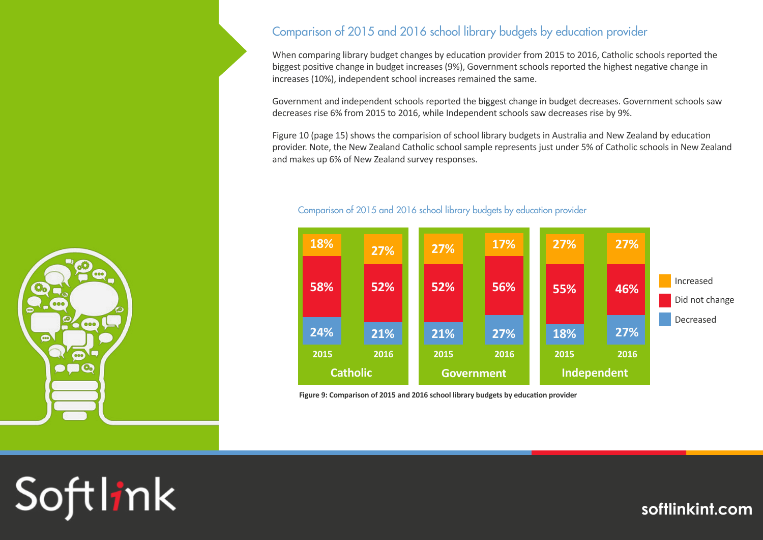## Comparison of 2015 and 2016 school library budgets by education provider

When comparing library budget changes by education provider from 2015 to 2016, Catholic schools reported the biggest positive change in budget increases (9%), Government schools reported the highest negative change in increases (10%), independent school increases remained the same.

Government and independent schools reported the biggest change in budget decreases. Government schools saw decreases rise 6% from 2015 to 2016, while Independent schools saw decreases rise by 9%.

Figure 10 (page 15) shows the comparision of school library budgets in Australia and New Zealand by education provider. Note, the New Zealand Catholic school sample represents just under 5% of Catholic schools in New Zealand and makes up 6% of New Zealand survey responses.

### Comparison of 2015 and 2016 school library budgets by education provider

| | Catholic | | Government | | Independent | |
|---|---|---|---|---|---|---|
| | 2015 | 2016 | 2015 | 2016 | 2015 | 2016 |
| Increased | 18% | 27% | 27% | 17% | 27% | 27% |
| Did not change | 58% | 52% | 52% | 56% | 55% | 46% |
| Decreased | 24% | 21% | 21% | 27% | 18% | 27% |

**Figure 9: Comparison of 2015 and 2016 school library budgets by education provider**

Softlink

softlinkint.com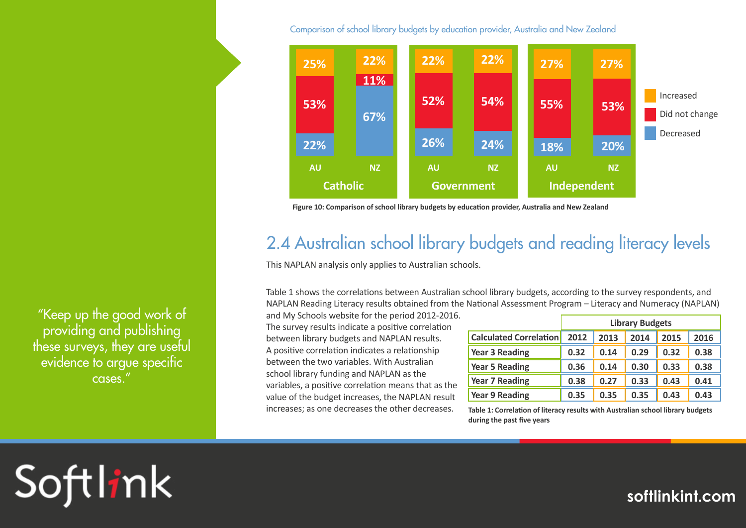Comparison of school library budgets by education provider, Australia and New Zealand

| Provider | Country | Increased | Did not change | Decreased |
|---|---|---|---|---|
| Catholic | AU | 25% | 53% | 22% |
| Catholic | NZ | 22% | 11% | 67% |
| Government | AU | 22% | 52% | 26% |
| Government | NZ | 22% | 54% | 24% |
| Independent | AU | 27% | 55% | 18% |
| Independent | NZ | 27% | 53% | 20% |

**Figure 10: Comparison of school library budgets by education provider, Australia and New Zealand**

## 2.4 Australian school library budgets and reading literacy levels

This NAPLAN analysis only applies to Australian schools.

Table 1 shows the correlations between Australian school library budgets, according to the survey respondents, and NAPLAN Reading Literacy results obtained from the National Assessment Program – Literacy and Numeracy (NAPLAN) and My Schools website for the period 2012-2016. The survey results indicate a positive correlation between library budgets and NAPLAN results. A positive correlation indicates a relationship between the two variables. With Australian school library funding and NAPLAN as the variables, a positive correlation means that as the value of the budget increases, the NAPLAN result increases; as one decreases the other decreases.

| | Library Budgets | | | | |
|---|---|---|---|---|---|
| **Calculated Correlation** | **2012** | **2013** | **2014** | **2015** | **2016** |
| Year 3 Reading | 0.32 | 0.14 | 0.29 | 0.32 | 0.38 |
| Year 5 Reading | 0.36 | 0.14 | 0.30 | 0.33 | 0.38 |
| Year 7 Reading | 0.38 | 0.27 | 0.33 | 0.43 | 0.41 |
| Year 9 Reading | 0.35 | 0.35 | 0.35 | 0.43 | 0.43 |

**Table 1: Correlation of literacy results with Australian school library budgets during the past five years**

"Keep up the good work of providing and publishing these surveys, they are useful evidence to argue specific cases."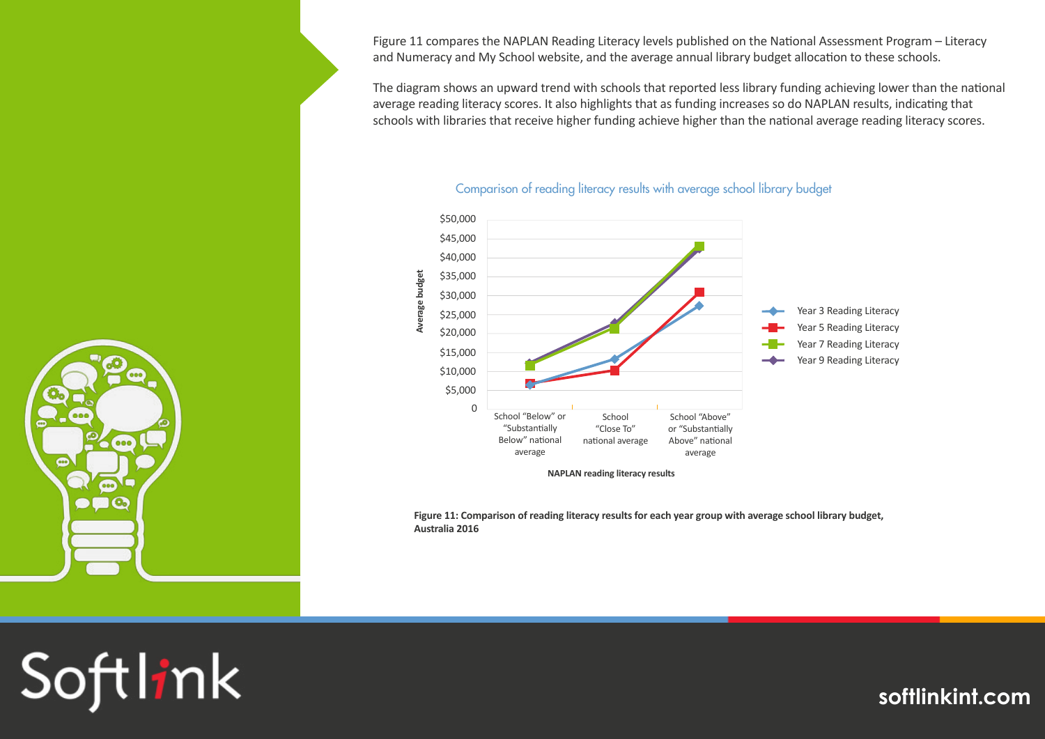Figure 11 compares the NAPLAN Reading Literacy levels published on the National Assessment Program – Literacy and Numeracy and My School website, and the average annual library budget allocation to these schools.

The diagram shows an upward trend with schools that reported less library funding achieving lower than the national average reading literacy scores. It also highlights that as funding increases so do NAPLAN results, indicating that schools with libraries that receive higher funding achieve higher than the national average reading literacy scores.

**Figure 11: Comparison of reading literacy results for each year group with average school library budget, Australia 2016**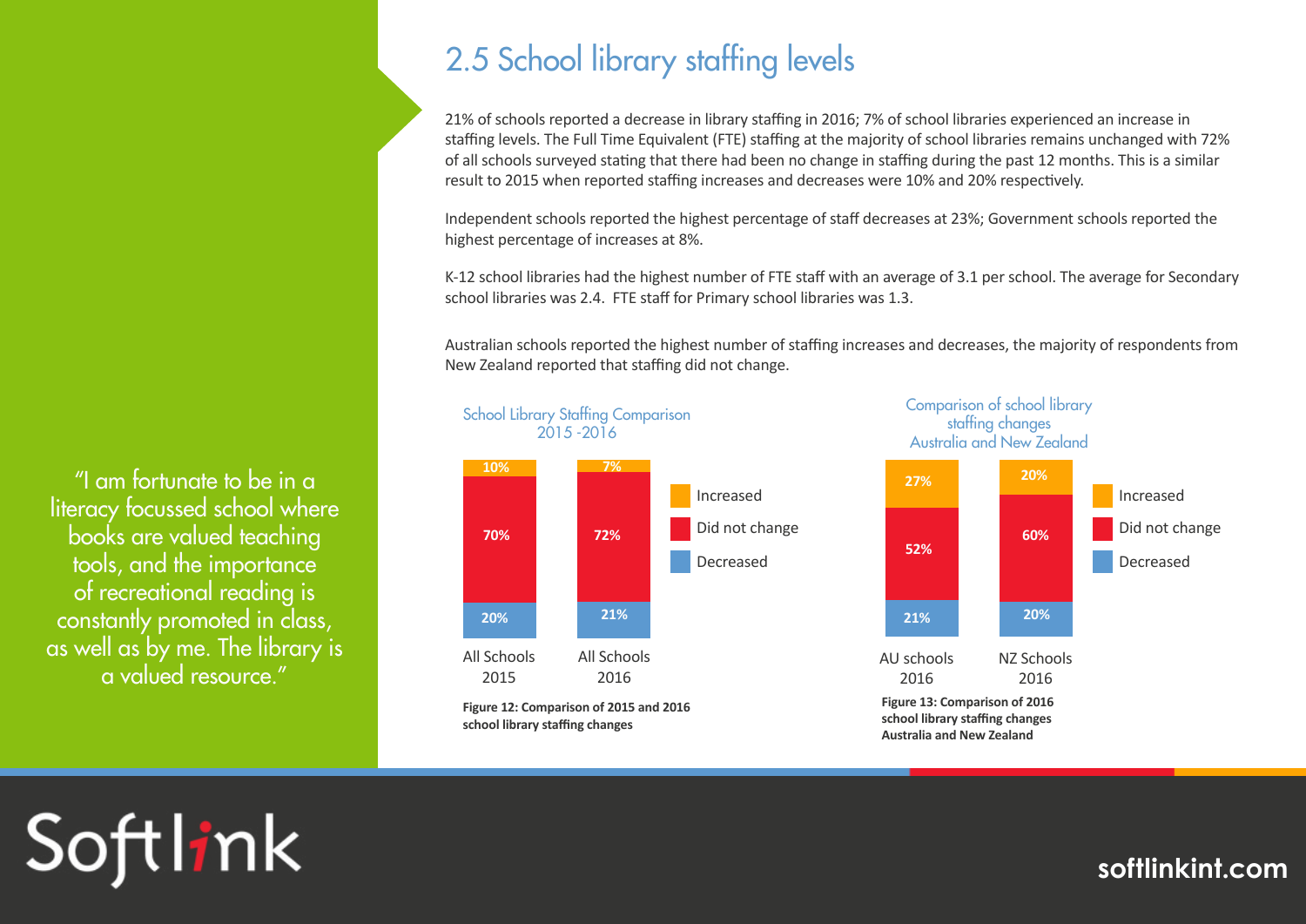## 2.5 School library staffing levels

21% of schools reported a decrease in library staffing in 2016; 7% of school libraries experienced an increase in staffing levels. The Full Time Equivalent (FTE) staffing at the majority of school libraries remains unchanged with 72% of all schools surveyed stating that there had been no change in staffing during the past 12 months. This is a similar result to 2015 when reported staffing increases and decreases were 10% and 20% respectively.

Independent schools reported the highest percentage of staff decreases at 23%; Government schools reported the highest percentage of increases at 8%.

K-12 school libraries had the highest number of FTE staff with an average of 3.1 per school. The average for Secondary school libraries was 2.4. FTE staff for Primary school libraries was 1.3.

Australian schools reported the highest number of staffing increases and decreases, the majority of respondents from New Zealand reported that staffing did not change.

"I am fortunate to be in a literacy focussed school where books are valued teaching tools, and the importance of recreational reading is constantly promoted in class, as well as by me. The library is a valued resource."

**School Library Staffing Comparison 2015 -2016**

| | All Schools 2015 | All Schools 2016 |
|---|---|---|
| Increased | 10% | 7% |
| Did not change | 70% | 72% |
| Decreased | 20% | 21% |

**Figure 12: Comparison of 2015 and 2016 school library staffing changes**

**Comparison of school library staffing changes Australia and New Zealand**

| | AU schools 2016 | NZ Schools 2016 |
|---|---|---|
| Increased | 27% | 20% |
| Did not change | 52% | 60% |
| Decreased | 21% | 20% |

**Figure 13: Comparison of 2016 school library staffing changes Australia and New Zealand**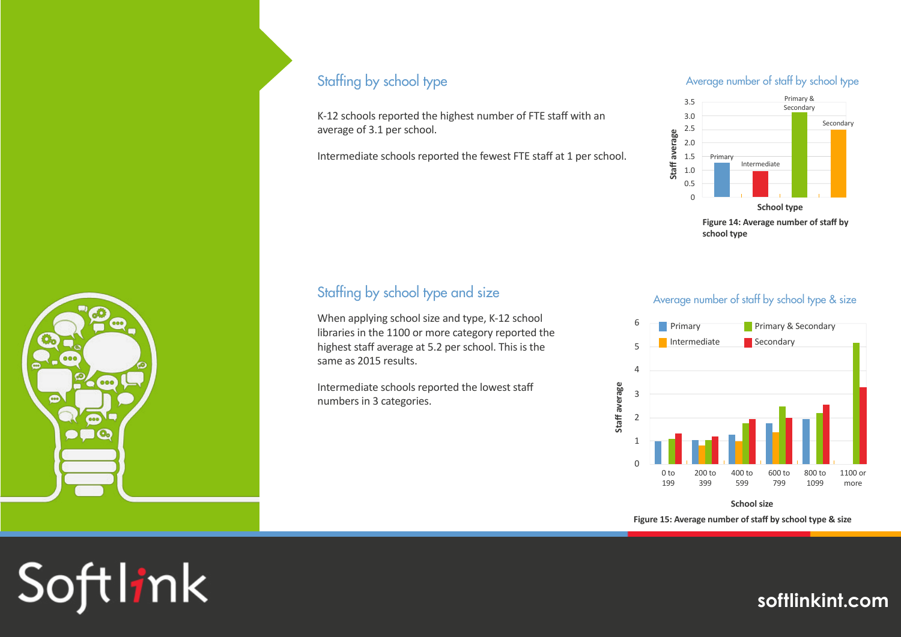## Staffing by school type

K-12 schools reported the highest number of FTE staff with an average of 3.1 per school.

Intermediate schools reported the fewest FTE staff at 1 per school.

Average number of staff by school type

**Figure 14: Average number of staff by school type**

## Staffing by school type and size

When applying school size and type, K-12 school libraries in the 1100 or more category reported the highest staff average at 5.2 per school. This is the same as 2015 results.

Intermediate schools reported the lowest staff numbers in 3 categories.

Average number of staff by school type & size

**Figure 15: Average number of staff by school type & size**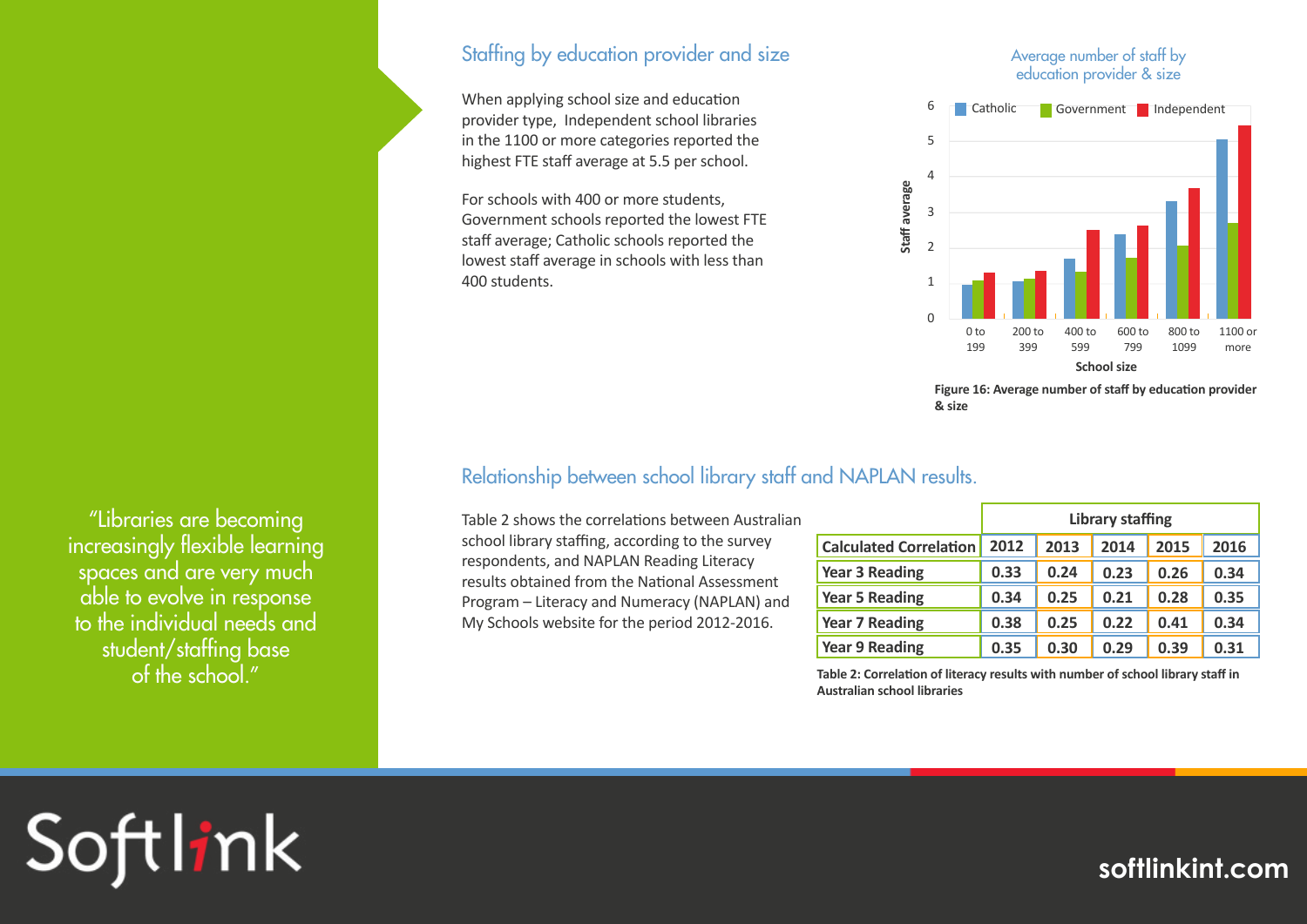## Staffing by education provider and size

When applying school size and education provider type, Independent school libraries in the 1100 or more categories reported the highest FTE staff average at 5.5 per school.

For schools with 400 or more students, Government schools reported the lowest FTE staff average; Catholic schools reported the lowest staff average in schools with less than 400 students.

Average number of staff by education provider & size

Figure 16: Average number of staff by education provider & size

“Libraries are becoming increasingly flexible learning spaces and are very much able to evolve in response to the individual needs and student/staffing base of the school.”

## Relationship between school library staff and NAPLAN results.

Table 2 shows the correlations between Australian school library staffing, according to the survey respondents, and NAPLAN Reading Literacy results obtained from the National Assessment Program – Literacy and Numeracy (NAPLAN) and My Schools website for the period 2012-2016.

| | Library staffing | | | | |
|---|---|---|---|---|---|
| **Calculated Correlation** | **2012** | **2013** | **2014** | **2015** | **2016** |
| **Year 3 Reading** | 0.33 | 0.24 | 0.23 | 0.26 | 0.34 |
| **Year 5 Reading** | 0.34 | 0.25 | 0.21 | 0.28 | 0.35 |
| **Year 7 Reading** | 0.38 | 0.25 | 0.22 | 0.41 | 0.34 |
| **Year 9 Reading** | 0.35 | 0.30 | 0.29 | 0.39 | 0.31 |

Table 2: Correlation of literacy results with number of school library staff in Australian school libraries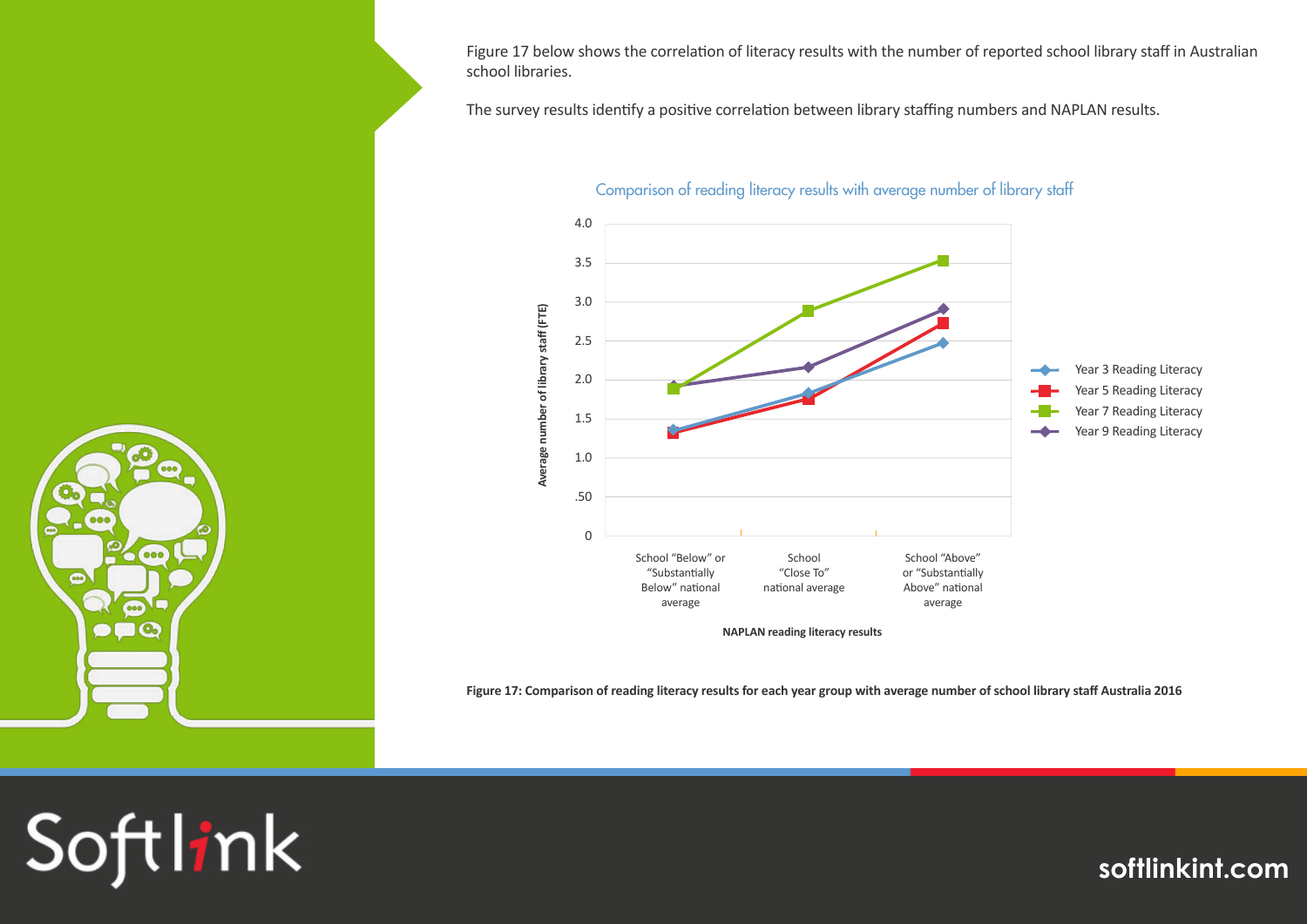Figure 17 below shows the correlation of literacy results with the number of reported school library staff in Australian school libraries.

The survey results identify a positive correlation between library staffing numbers and NAPLAN results.

Comparison of reading literacy results with average number of library staff

Figure 17: Comparison of reading literacy results for each year group with average number of school library staff Australia 2016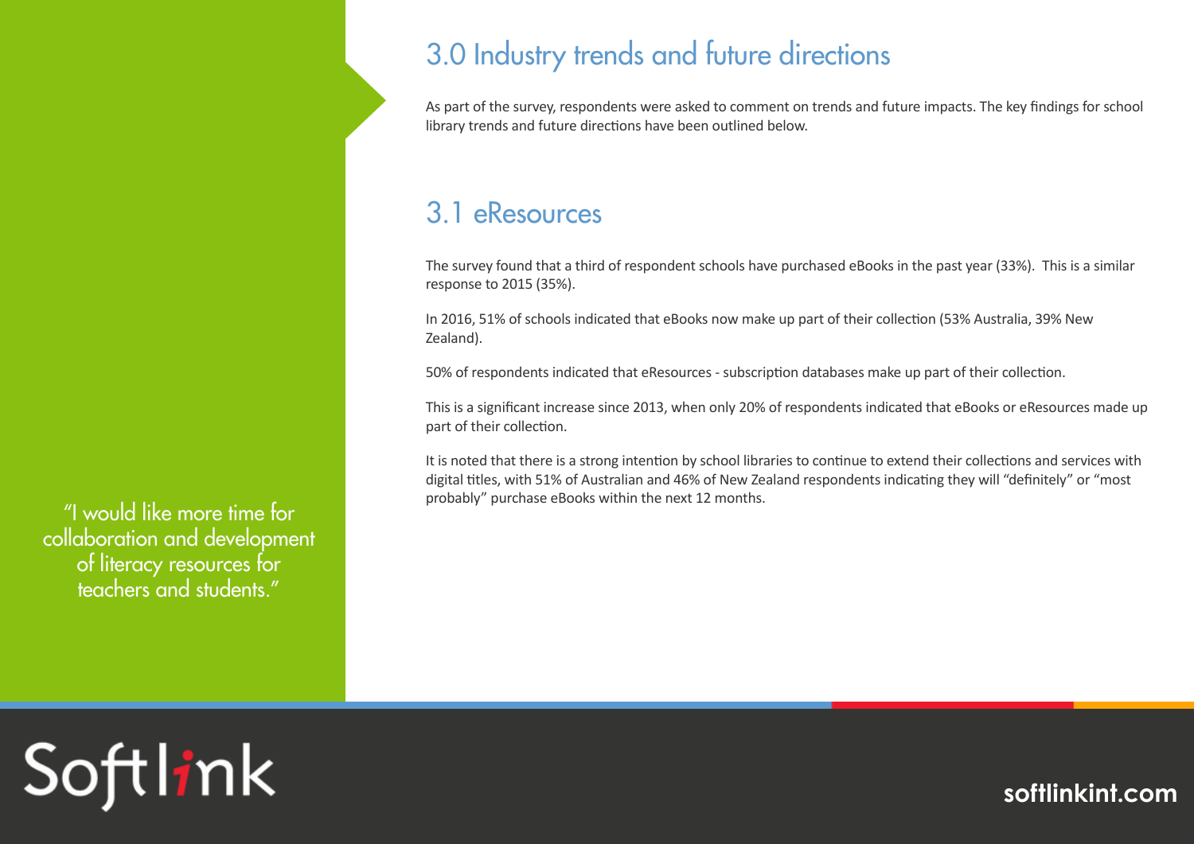## 3.0 Industry trends and future directions

As part of the survey, respondents were asked to comment on trends and future impacts. The key findings for school library trends and future directions have been outlined below.

## 3.1 eResources

The survey found that a third of respondent schools have purchased eBooks in the past year (33%). This is a similar response to 2015 (35%).

In 2016, 51% of schools indicated that eBooks now make up part of their collection (53% Australia, 39% New Zealand).

50% of respondents indicated that eResources - subscription databases make up part of their collection.

This is a significant increase since 2013, when only 20% of respondents indicated that eBooks or eResources made up part of their collection.

It is noted that there is a strong intention by school libraries to continue to extend their collections and services with digital titles, with 51% of Australian and 46% of New Zealand respondents indicating they will "definitely" or "most probably" purchase eBooks within the next 12 months.

"I would like more time for collaboration and development of literacy resources for teachers and students."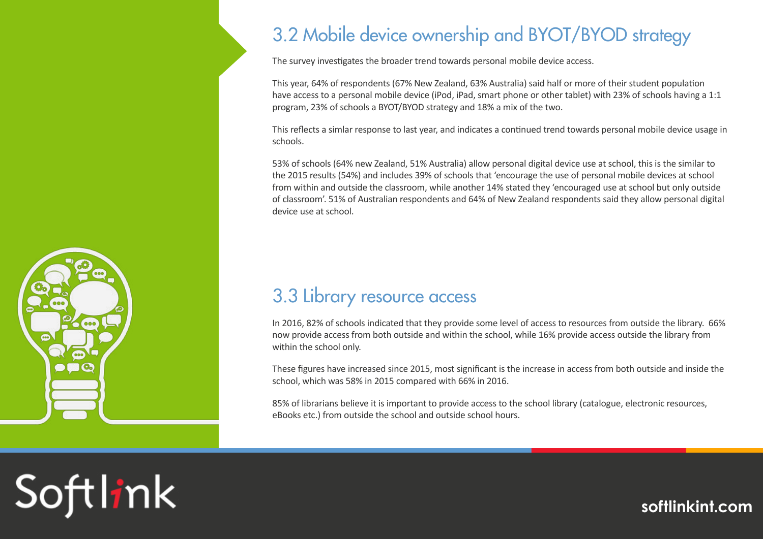## 3.2 Mobile device ownership and BYOT/BYOD strategy

The survey investigates the broader trend towards personal mobile device access.

This year, 64% of respondents (67% New Zealand, 63% Australia) said half or more of their student population have access to a personal mobile device (iPod, iPad, smart phone or other tablet) with 23% of schools having a 1:1 program, 23% of schools a BYOT/BYOD strategy and 18% a mix of the two.

This reflects a simlar response to last year, and indicates a continued trend towards personal mobile device usage in schools.

53% of schools (64% new Zealand, 51% Australia) allow personal digital device use at school, this is the similar to the 2015 results (54%) and includes 39% of schools that 'encourage the use of personal mobile devices at school from within and outside the classroom, while another 14% stated they 'encouraged use at school but only outside of classroom'. 51% of Australian respondents and 64% of New Zealand respondents said they allow personal digital device use at school.

## 3.3 Library resource access

In 2016, 82% of schools indicated that they provide some level of access to resources from outside the library. 66% now provide access from both outside and within the school, while 16% provide access outside the library from within the school only.

These figures have increased since 2015, most significant is the increase in access from both outside and inside the school, which was 58% in 2015 compared with 66% in 2016.

85% of librarians believe it is important to provide access to the school library (catalogue, electronic resources, eBooks etc.) from outside the school and outside school hours.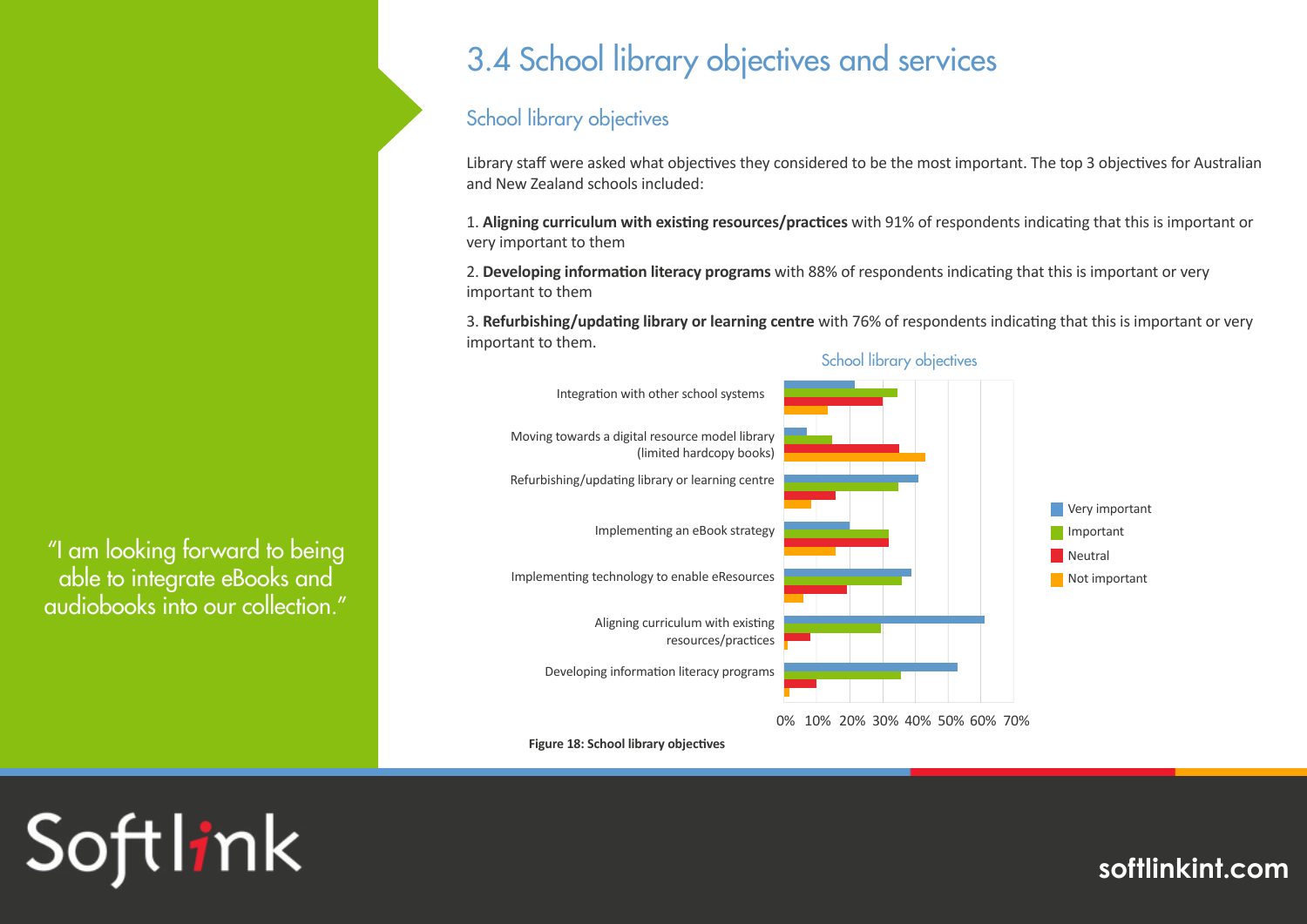# 3.4 School library objectives and services

## School library objectives

Library staff were asked what objectives they considered to be the most important. The top 3 objectives for Australian and New Zealand schools included:

1. **Aligning curriculum with existing resources/practices** with 91% of respondents indicating that this is important or very important to them

2. **Developing information literacy programs** with 88% of respondents indicating that this is important or very important to them

3. **Refurbishing/updating library or learning centre** with 76% of respondents indicating that this is important or very important to them.

School library objectives

- Integration with other school systems
- Moving towards a digital resource model library (limited hardcopy books)
- Refurbishing/updating library or learning centre
- Implementing an eBook strategy
- Implementing technology to enable eResources
- Aligning curriculum with existing resources/practices
- Developing information literacy programs

0% 10% 20% 30% 40% 50% 60% 70%

Very important | Important | Neutral | Not important

**Figure 18: School library objectives**

"I am looking forward to being able to integrate eBooks and audiobooks into our collection."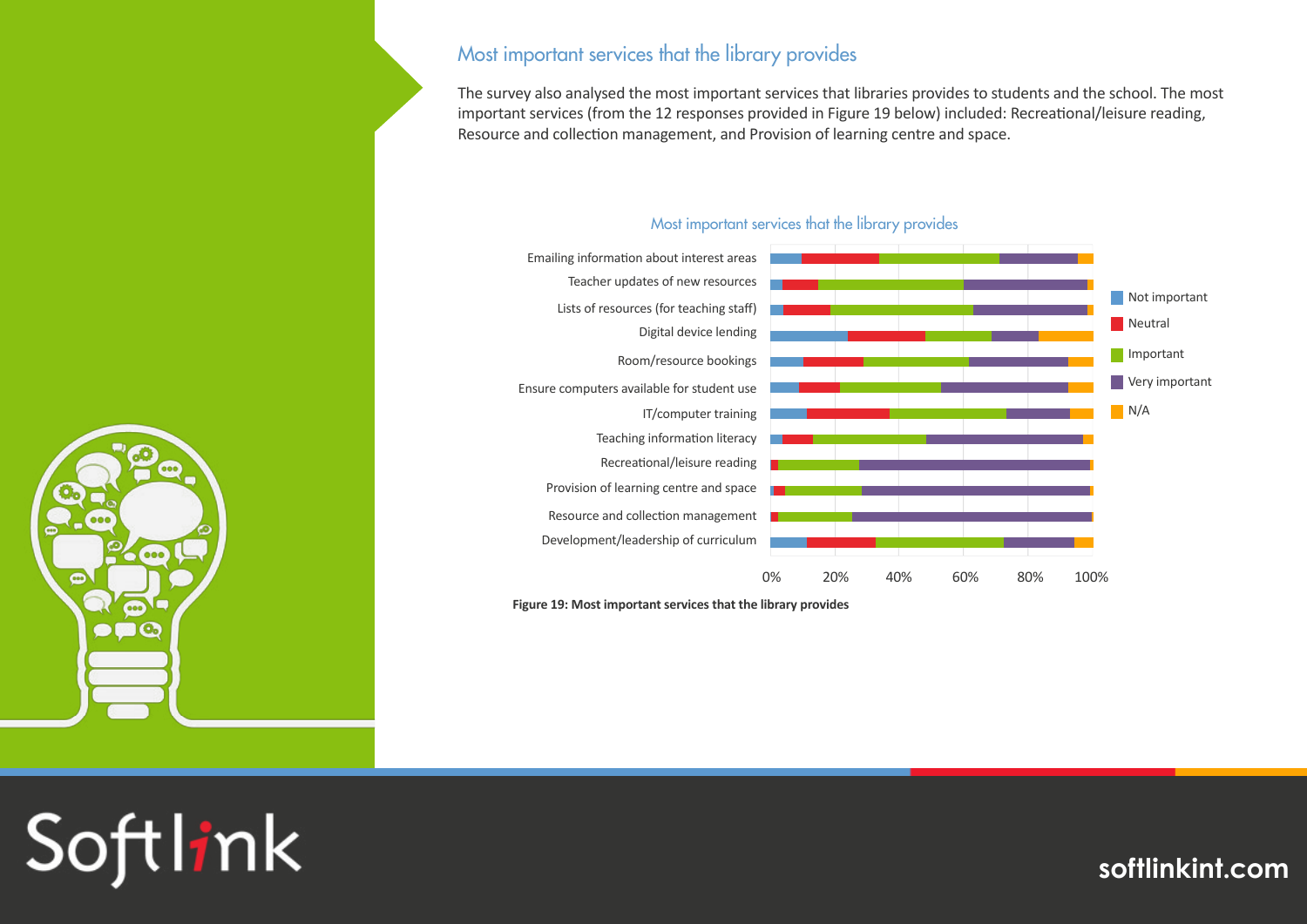## Most important services that the library provides

The survey also analysed the most important services that libraries provides to students and the school. The most important services (from the 12 responses provided in Figure 19 below) included: Recreational/leisure reading, Resource and collection management, and Provision of learning centre and space.

**Figure 19: Most important services that the library provides**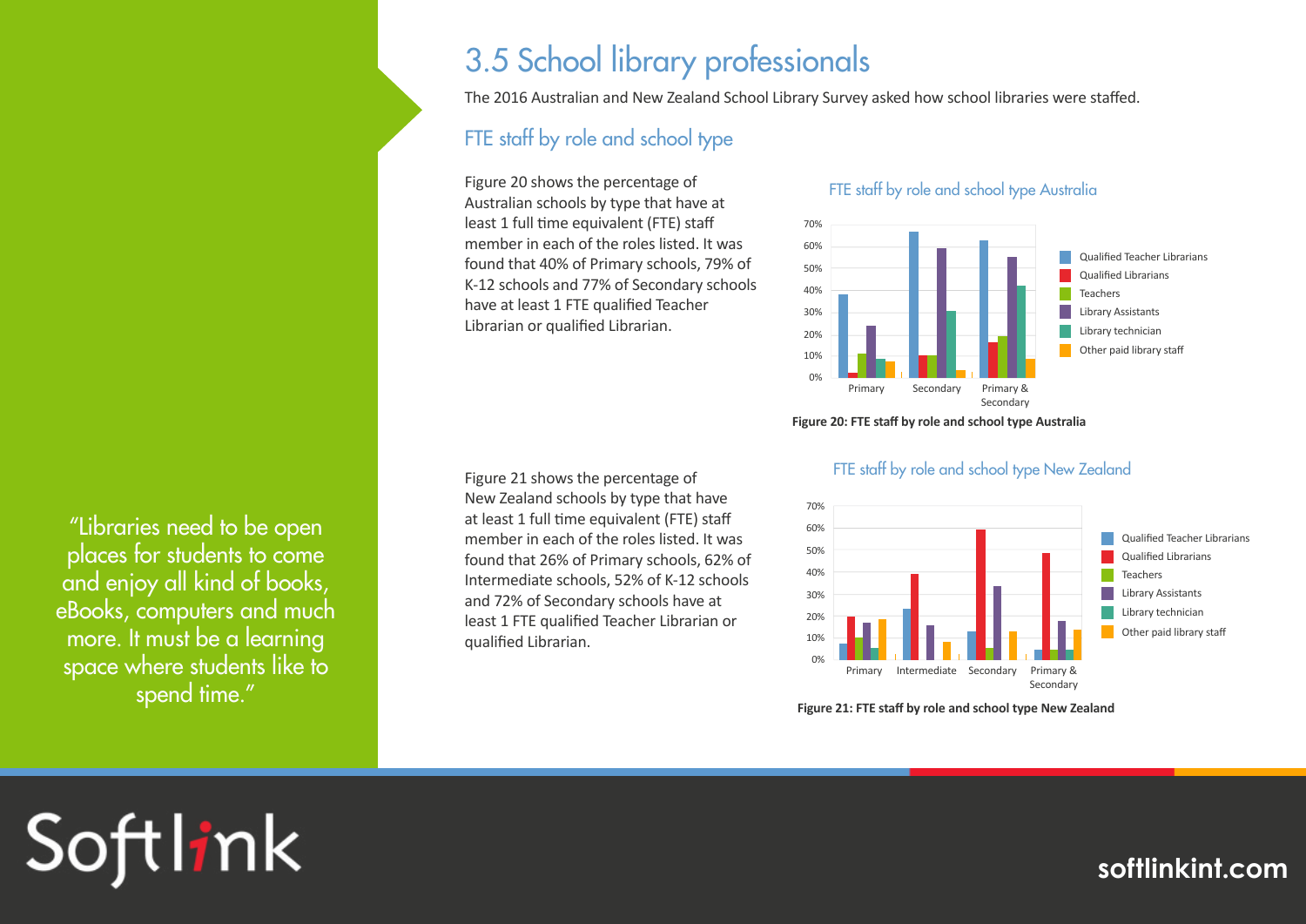# 3.5 School library professionals

The 2016 Australian and New Zealand School Library Survey asked how school libraries were staffed.

## FTE staff by role and school type

Figure 20 shows the percentage of Australian schools by type that have at least 1 full time equivalent (FTE) staff member in each of the roles listed. It was found that 40% of Primary schools, 79% of K-12 schools and 77% of Secondary schools have at least 1 FTE qualified Teacher Librarian or qualified Librarian.

**Figure 20: FTE staff by role and school type Australia**

Figure 21 shows the percentage of New Zealand schools by type that have at least 1 full time equivalent (FTE) staff member in each of the roles listed. It was found that 26% of Primary schools, 62% of Intermediate schools, 52% of K-12 schools and 72% of Secondary schools have at least 1 FTE qualified Teacher Librarian or qualified Librarian.

**Figure 21: FTE staff by role and school type New Zealand**

"Libraries need to be open places for students to come and enjoy all kind of books, eBooks, computers and much more. It must be a learning space where students like to spend time."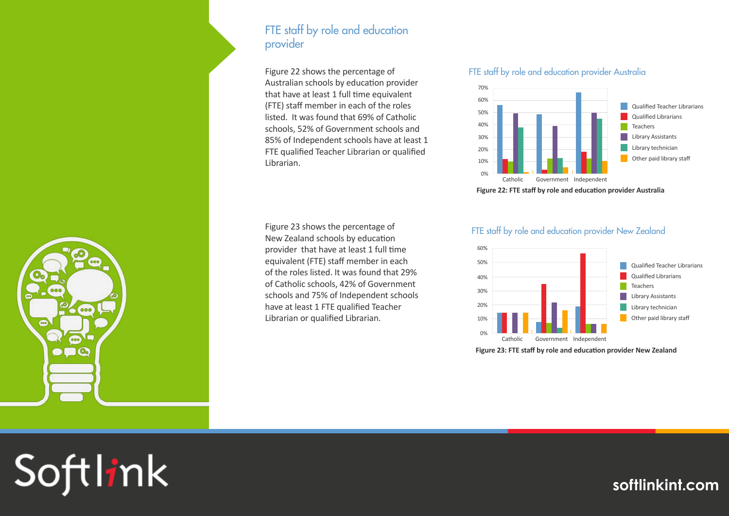## FTE staff by role and education provider

Figure 22 shows the percentage of Australian schools by education provider that have at least 1 full time equivalent (FTE) staff member in each of the roles listed. It was found that 69% of Catholic schools, 52% of Government schools and 85% of Independent schools have at least 1 FTE qualified Teacher Librarian or qualified Librarian.

FTE staff by role and education provider Australia

**Figure 22: FTE staff by role and education provider Australia**

Figure 23 shows the percentage of New Zealand schools by education provider that have at least 1 full time equivalent (FTE) staff member in each of the roles listed. It was found that 29% of Catholic schools, 42% of Government schools and 75% of Independent schools have at least 1 FTE qualified Teacher Librarian or qualified Librarian.

FTE staff by role and education provider New Zealand

**Figure 23: FTE staff by role and education provider New Zealand**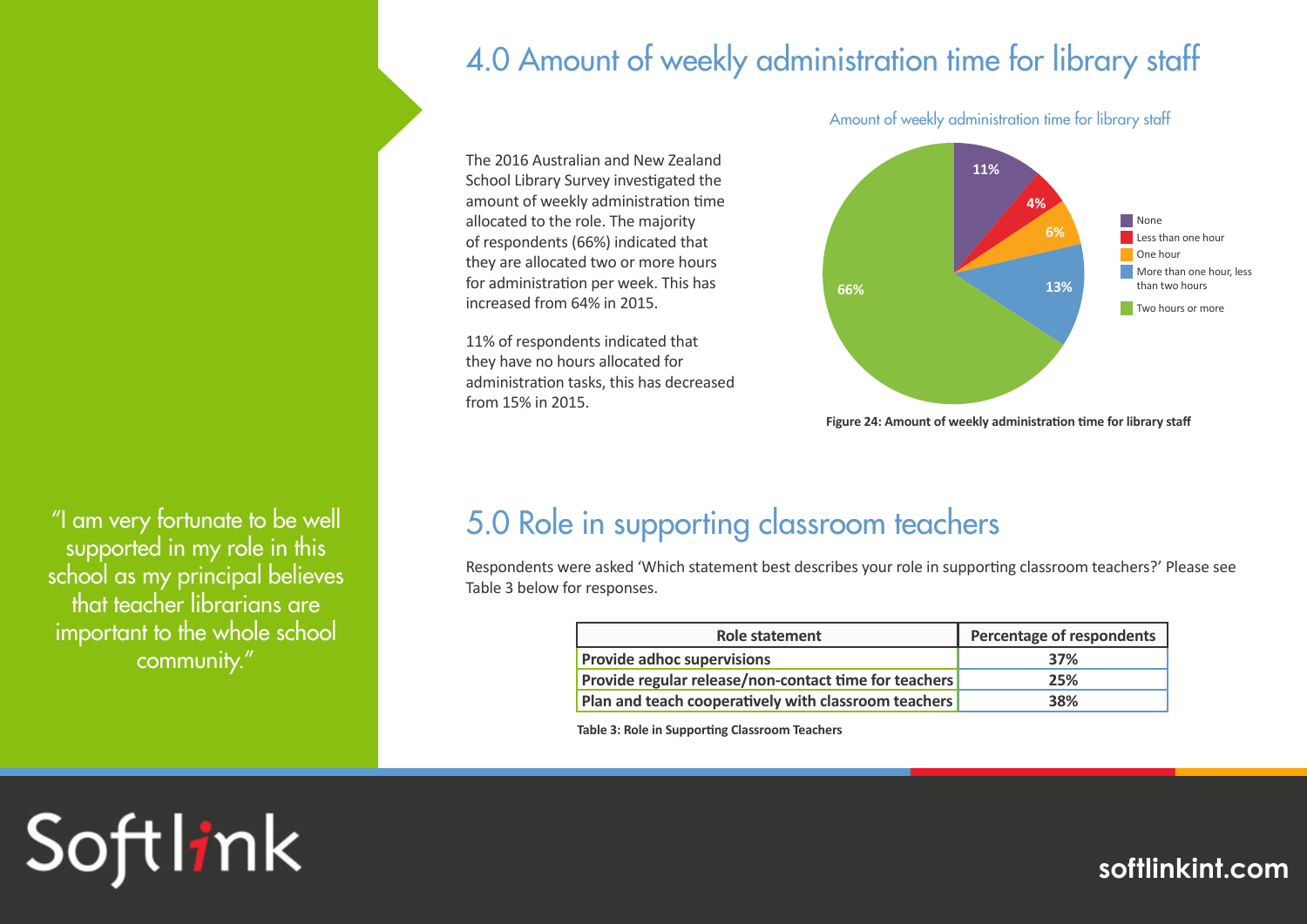## 4.0 Amount of weekly administration time for library staff

The 2016 Australian and New Zealand School Library Survey investigated the amount of weekly administration time allocated to the role. The majority of respondents (66%) indicated that they are allocated two or more hours for administration per week. This has increased from 64% in 2015.

11% of respondents indicated that they have no hours allocated for administration tasks, this has decreased from 15% in 2015.

Amount of weekly administration time for library staff

| Category | Percentage |
|---|---|
| None | 11% |
| Less than one hour | 4% |
| One hour | 6% |
| More than one hour, less than two hours | 13% |
| Two hours or more | 66% |

**Figure 24: Amount of weekly administration time for library staff**

"I am very fortunate to be well supported in my role in this school as my principal believes that teacher librarians are important to the whole school community."

## 5.0 Role in supporting classroom teachers

Respondents were asked 'Which statement best describes your role in supporting classroom teachers?' Please see Table 3 below for responses.

| Role statement | Percentage of respondents |
|---|---|
| Provide adhoc supervisions | 37% |
| Provide regular release/non-contact time for teachers | 25% |
| Plan and teach cooperatively with classroom teachers | 38% |

**Table 3: Role in Supporting Classroom Teachers**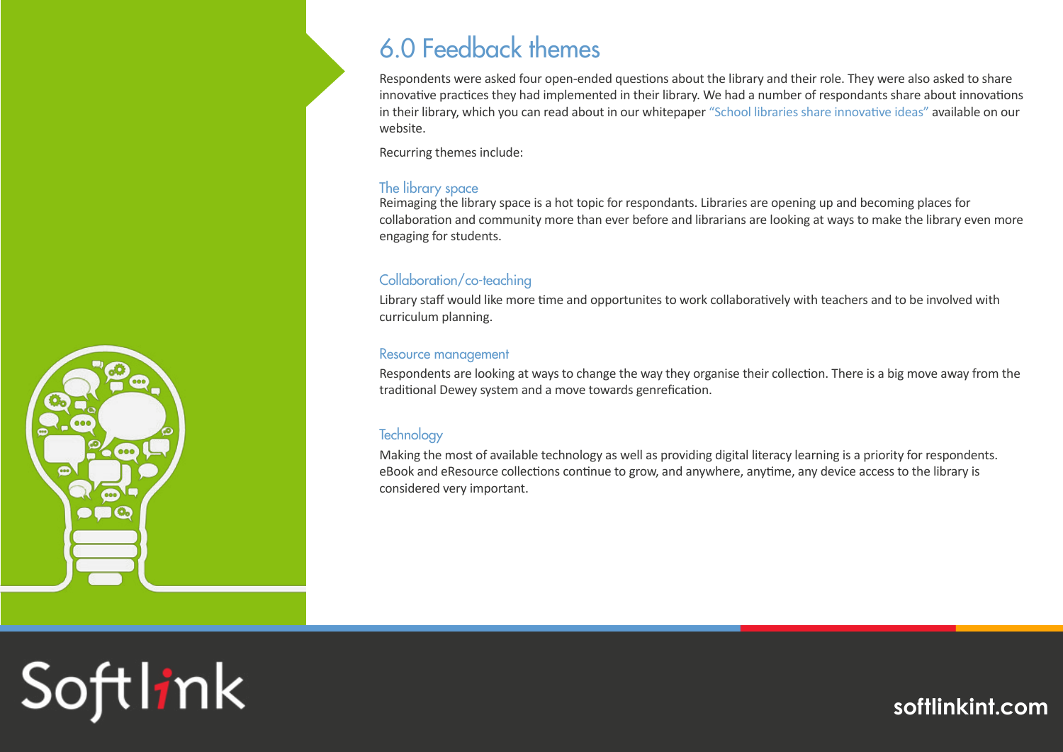# 6.0 Feedback themes

Respondents were asked four open-ended questions about the library and their role. They were also asked to share innovative practices they had implemented in their library. We had a number of respondants share about innovations in their library, which you can read about in our whitepaper "School libraries share innovative ideas" available on our website.

Recurring themes include:

## The library space

Reimaging the library space is a hot topic for respondants. Libraries are opening up and becoming places for collaboration and community more than ever before and librarians are looking at ways to make the library even more engaging for students.

## Collaboration/co-teaching

Library staff would like more time and opportunites to work collaboratively with teachers and to be involved with curriculum planning.

## Resource management

Respondents are looking at ways to change the way they organise their collection. There is a big move away from the traditional Dewey system and a move towards genrefication.

## Technology

Making the most of available technology as well as providing digital literacy learning is a priority for respondents. eBook and eResource collections continue to grow, and anywhere, anytime, any device access to the library is considered very important.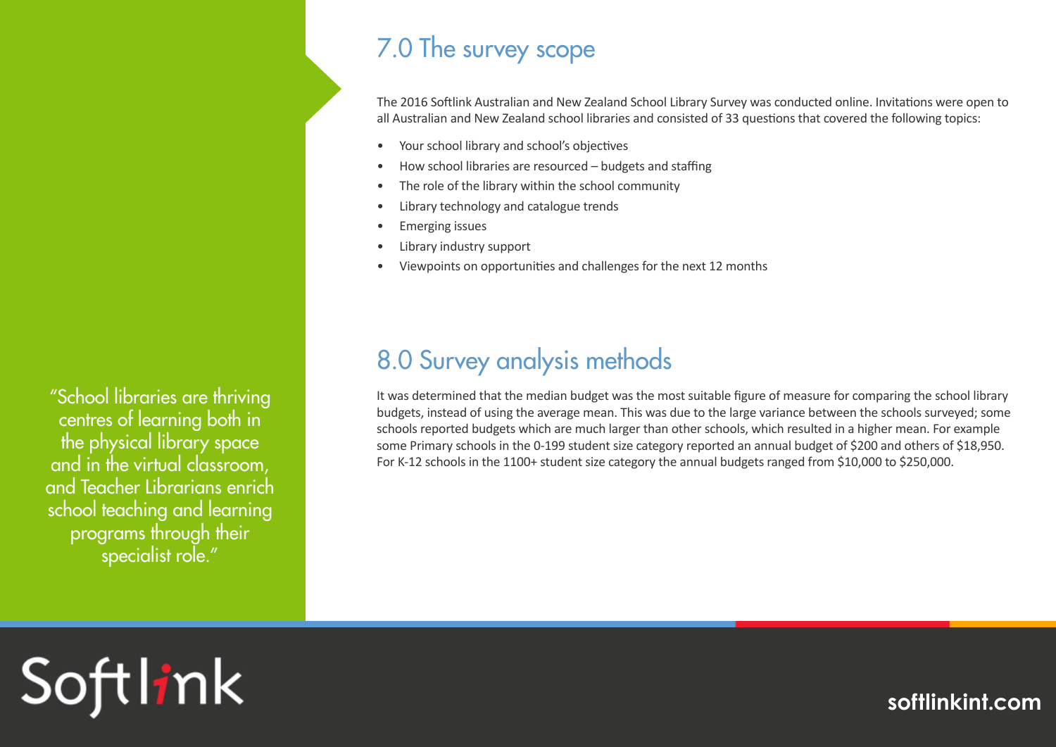"School libraries are thriving centres of learning both in the physical library space and in the virtual classroom, and Teacher Librarians enrich school teaching and learning programs through their specialist role."

## 7.0 The survey scope

The 2016 Softlink Australian and New Zealand School Library Survey was conducted online. Invitations were open to all Australian and New Zealand school libraries and consisted of 33 questions that covered the following topics:

- Your school library and school's objectives
- How school libraries are resourced – budgets and staffing
- The role of the library within the school community
- Library technology and catalogue trends
- Emerging issues
- Library industry support
- Viewpoints on opportunities and challenges for the next 12 months

## 8.0 Survey analysis methods

It was determined that the median budget was the most suitable figure of measure for comparing the school library budgets, instead of using the average mean. This was due to the large variance between the schools surveyed; some schools reported budgets which are much larger than other schools, which resulted in a higher mean. For example some Primary schools in the 0-199 student size category reported an annual budget of $200 and others of $18,950. For K-12 schools in the 1100+ student size category the annual budgets ranged from $10,000 to $250,000.

Softlink

softlinkint.com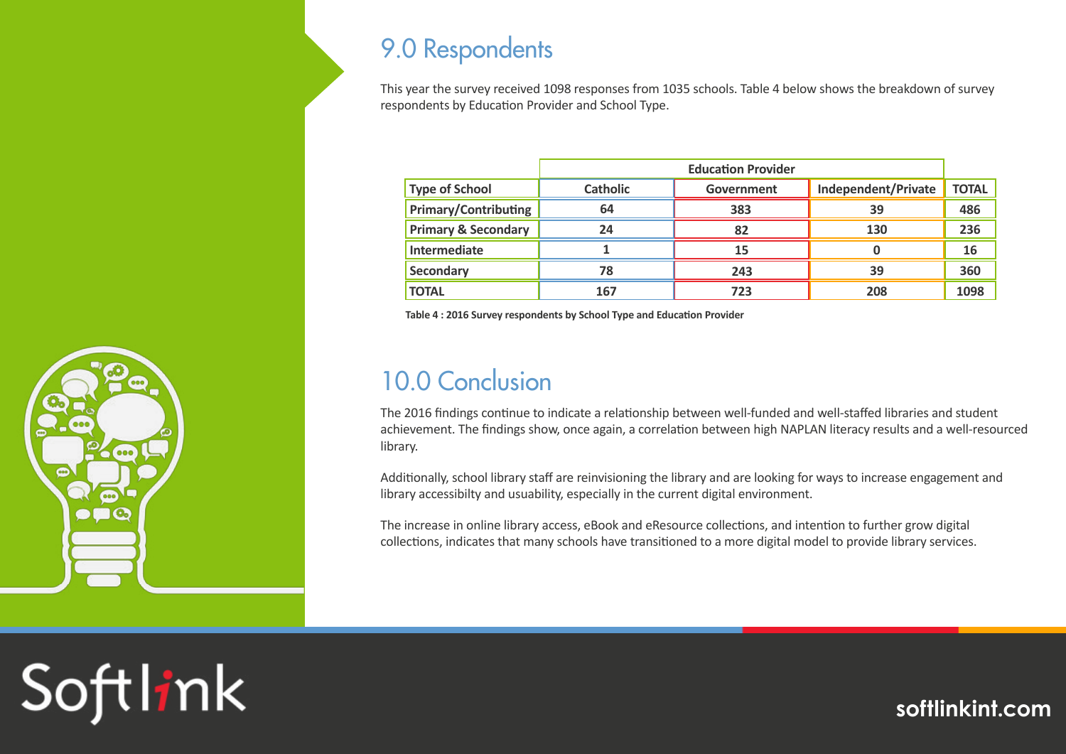## 9.0 Respondents

This year the survey received 1098 responses from 1035 schools. Table 4 below shows the breakdown of survey respondents by Education Provider and School Type.

| | Education Provider | | | |
|---|---|---|---|---|
| **Type of School** | **Catholic** | **Government** | **Independent/Private** | **TOTAL** |
| **Primary/Contributing** | 64 | 383 | 39 | 486 |
| **Primary & Secondary** | 24 | 82 | 130 | 236 |
| **Intermediate** | 1 | 15 | 0 | 16 |
| **Secondary** | 78 | 243 | 39 | 360 |
| **TOTAL** | 167 | 723 | 208 | 1098 |

**Table 4 : 2016 Survey respondents by School Type and Education Provider**

## 10.0 Conclusion

The 2016 findings continue to indicate a relationship between well-funded and well-staffed libraries and student achievement. The findings show, once again, a correlation between high NAPLAN literacy results and a well-resourced library.

Additionally, school library staff are reinvisioning the library and are looking for ways to increase engagement and library accessibilty and usuability, especially in the current digital environment.

The increase in online library access, eBook and eResource collections, and intention to further grow digital collections, indicates that many schools have transitioned to a more digital model to provide library services.

Softlink

softlinkint.com